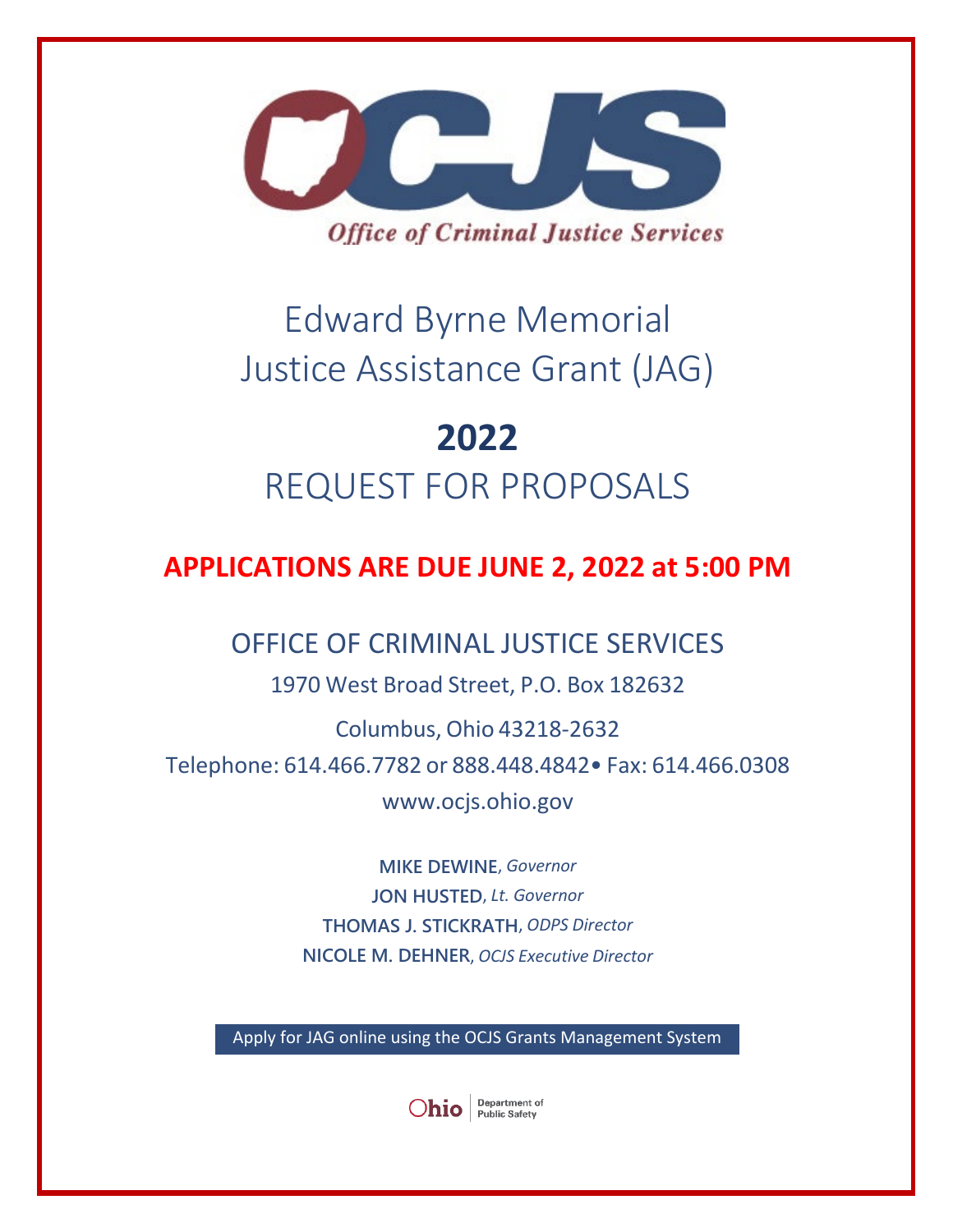OCJS

*Office of Criminal Justice Services*

# Edward Byrne Memorial Justice Assistance Grant (JAG)

# 2022

# REQUEST FOR PROPOSALS

**APPLICATIONS ARE DUE JUNE 2, 2022 at 5:00 PM**

## OFFICE OF CRIMINAL JUSTICE SERVICES

1970 West Broad Street, P.O. Box 182632

Columbus, Ohio 43218-2632

Telephone: 614.466.7782 or 888.448.4842• Fax: 614.466.0308

www.ocjs.ohio.gov

**MIKE DEWINE**, *Governor*

**JON HUSTED**, *Lt. Governor*

**THOMAS J. STICKRATH**, *ODPS Director*

**NICOLE M. DEHNER**, *OCJS Executive Director*

Apply for JAG online using the OCJS Grants Management System

Ohio | Department of Public Safety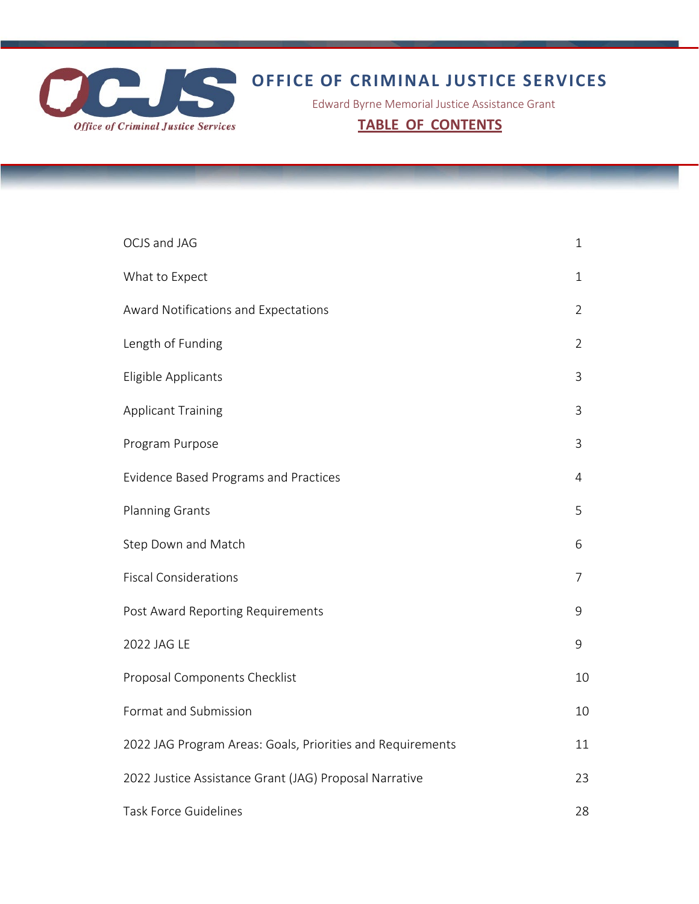# OFFICE OF CRIMINAL JUSTICE SERVICES

Edward Byrne Memorial Justice Assistance Grant

**TABLE OF CONTENTS**

| | |
|---|---|
| OCJS and JAG | 1 |
| What to Expect | 1 |
| Award Notifications and Expectations | 2 |
| Length of Funding | 2 |
| Eligible Applicants | 3 |
| Applicant Training | 3 |
| Program Purpose | 3 |
| Evidence Based Programs and Practices | 4 |
| Planning Grants | 5 |
| Step Down and Match | 6 |
| Fiscal Considerations | 7 |
| Post Award Reporting Requirements | 9 |
| 2022 JAG LE | 9 |
| Proposal Components Checklist | 10 |
| Format and Submission | 10 |
| 2022 JAG Program Areas: Goals, Priorities and Requirements | 11 |
| 2022 Justice Assistance Grant (JAG) Proposal Narrative | 23 |
| Task Force Guidelines | 28 |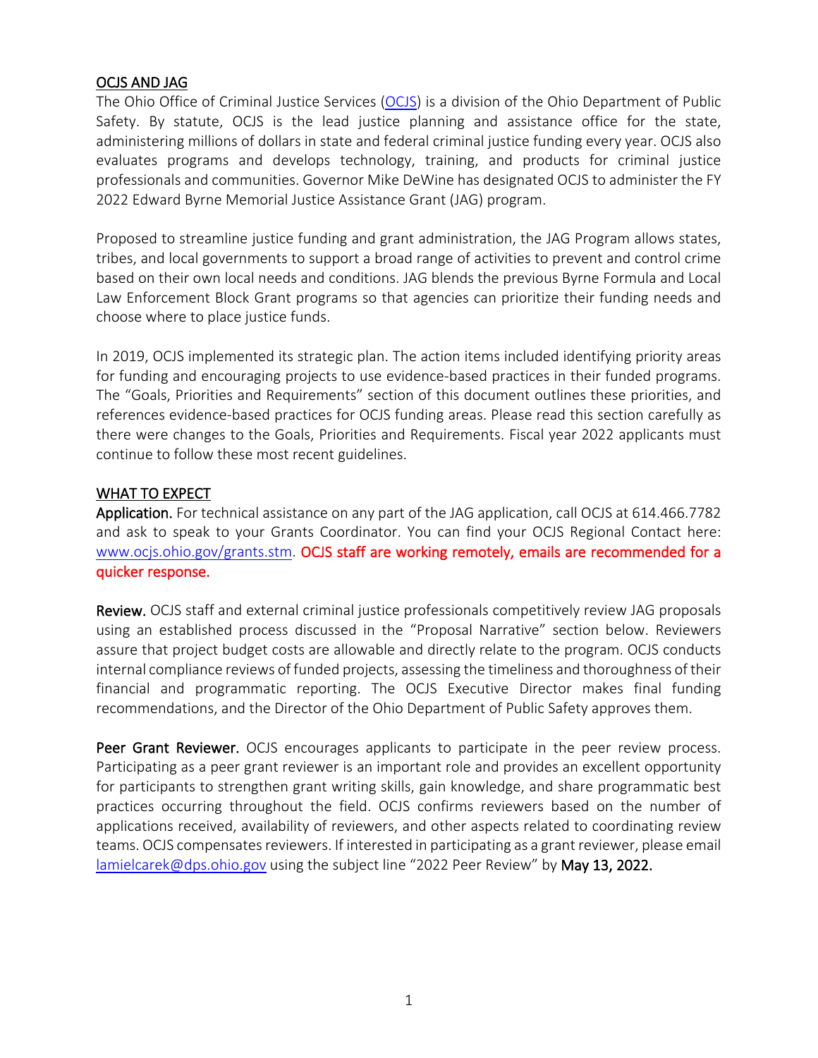## OCJS AND JAG

The Ohio Office of Criminal Justice Services (OCJS) is a division of the Ohio Department of Public Safety. By statute, OCJS is the lead justice planning and assistance office for the state, administering millions of dollars in state and federal criminal justice funding every year. OCJS also evaluates programs and develops technology, training, and products for criminal justice professionals and communities. Governor Mike DeWine has designated OCJS to administer the FY 2022 Edward Byrne Memorial Justice Assistance Grant (JAG) program.

Proposed to streamline justice funding and grant administration, the JAG Program allows states, tribes, and local governments to support a broad range of activities to prevent and control crime based on their own local needs and conditions. JAG blends the previous Byrne Formula and Local Law Enforcement Block Grant programs so that agencies can prioritize their funding needs and choose where to place justice funds.

In 2019, OCJS implemented its strategic plan. The action items included identifying priority areas for funding and encouraging projects to use evidence-based practices in their funded programs. The "Goals, Priorities and Requirements" section of this document outlines these priorities, and references evidence-based practices for OCJS funding areas. Please read this section carefully as there were changes to the Goals, Priorities and Requirements. Fiscal year 2022 applicants must continue to follow these most recent guidelines.

## WHAT TO EXPECT

**Application.** For technical assistance on any part of the JAG application, call OCJS at 614.466.7782 and ask to speak to your Grants Coordinator. You can find your OCJS Regional Contact here: www.ocjs.ohio.gov/grants.stm. **OCJS staff are working remotely, emails are recommended for a quicker response.**

**Review.** OCJS staff and external criminal justice professionals competitively review JAG proposals using an established process discussed in the "Proposal Narrative" section below. Reviewers assure that project budget costs are allowable and directly relate to the program. OCJS conducts internal compliance reviews of funded projects, assessing the timeliness and thoroughness of their financial and programmatic reporting. The OCJS Executive Director makes final funding recommendations, and the Director of the Ohio Department of Public Safety approves them.

**Peer Grant Reviewer.** OCJS encourages applicants to participate in the peer review process. Participating as a peer grant reviewer is an important role and provides an excellent opportunity for participants to strengthen grant writing skills, gain knowledge, and share programmatic best practices occurring throughout the field. OCJS confirms reviewers based on the number of applications received, availability of reviewers, and other aspects related to coordinating review teams. OCJS compensates reviewers. If interested in participating as a grant reviewer, please email lamielcarek@dps.ohio.gov using the subject line "2022 Peer Review" by **May 13, 2022.**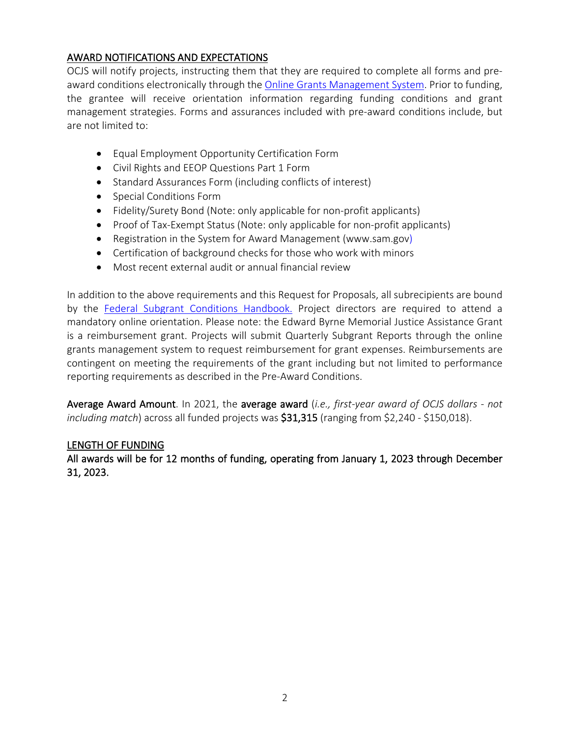## AWARD NOTIFICATIONS AND EXPECTATIONS

OCJS will notify projects, instructing them that they are required to complete all forms and pre-award conditions electronically through the Online Grants Management System. Prior to funding, the grantee will receive orientation information regarding funding conditions and grant management strategies. Forms and assurances included with pre-award conditions include, but are not limited to:

- Equal Employment Opportunity Certification Form
- Civil Rights and EEOP Questions Part 1 Form
- Standard Assurances Form (including conflicts of interest)
- Special Conditions Form
- Fidelity/Surety Bond (Note: only applicable for non-profit applicants)
- Proof of Tax-Exempt Status (Note: only applicable for non-profit applicants)
- Registration in the System for Award Management (www.sam.gov)
- Certification of background checks for those who work with minors
- Most recent external audit or annual financial review

In addition to the above requirements and this Request for Proposals, all subrecipients are bound by the Federal Subgrant Conditions Handbook. Project directors are required to attend a mandatory online orientation. Please note: the Edward Byrne Memorial Justice Assistance Grant is a reimbursement grant. Projects will submit Quarterly Subgrant Reports through the online grants management system to request reimbursement for grant expenses. Reimbursements are contingent on meeting the requirements of the grant including but not limited to performance reporting requirements as described in the Pre-Award Conditions.

**Average Award Amount**. In 2021, the **average award** (*i.e., first-year award of OCJS dollars - not including match*) across all funded projects was **$31,315** (ranging from $2,240 - $150,018).

## LENGTH OF FUNDING

**All awards will be for 12 months of funding, operating from January 1, 2023 through December 31, 2023.**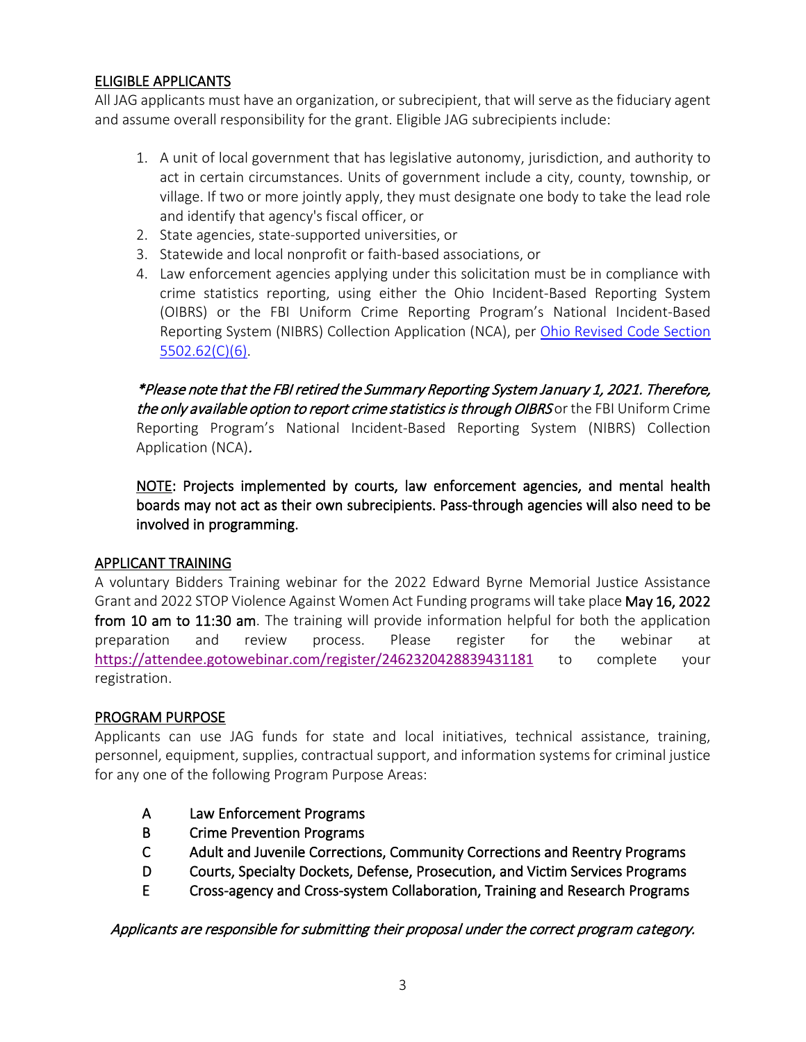## ELIGIBLE APPLICANTS

All JAG applicants must have an organization, or subrecipient, that will serve as the fiduciary agent and assume overall responsibility for the grant. Eligible JAG subrecipients include:

1. A unit of local government that has legislative autonomy, jurisdiction, and authority to act in certain circumstances. Units of government include a city, county, township, or village. If two or more jointly apply, they must designate one body to take the lead role and identify that agency's fiscal officer, or
2. State agencies, state-supported universities, or
3. Statewide and local nonprofit or faith-based associations, or
4. Law enforcement agencies applying under this solicitation must be in compliance with crime statistics reporting, using either the Ohio Incident-Based Reporting System (OIBRS) or the FBI Uniform Crime Reporting Program's National Incident-Based Reporting System (NIBRS) Collection Application (NCA), per [Ohio Revised Code Section 5502.62(C)(6)](Ohio Revised Code Section 5502.62(C)(6)).

*\*Please note that the FBI retired the Summary Reporting System January 1, 2021. Therefore, the only available option to report crime statistics is through OIBRS* or the FBI Uniform Crime Reporting Program's National Incident-Based Reporting System (NIBRS) Collection Application (NCA).

**NOTE: Projects implemented by courts, law enforcement agencies, and mental health boards may not act as their own subrecipients. Pass-through agencies will also need to be involved in programming.**

## APPLICANT TRAINING

A voluntary Bidders Training webinar for the 2022 Edward Byrne Memorial Justice Assistance Grant and 2022 STOP Violence Against Women Act Funding programs will take place **May 16, 2022 from 10 am to 11:30 am**. The training will provide information helpful for both the application preparation and review process. Please register for the webinar at https://attendee.gotowebinar.com/register/2462320428839431181 to complete your registration.

## PROGRAM PURPOSE

Applicants can use JAG funds for state and local initiatives, technical assistance, training, personnel, equipment, supplies, contractual support, and information systems for criminal justice for any one of the following Program Purpose Areas:

- A Law Enforcement Programs
- B Crime Prevention Programs
- C Adult and Juvenile Corrections, Community Corrections and Reentry Programs
- D Courts, Specialty Dockets, Defense, Prosecution, and Victim Services Programs
- E Cross-agency and Cross-system Collaboration, Training and Research Programs

*Applicants are responsible for submitting their proposal under the correct program category.*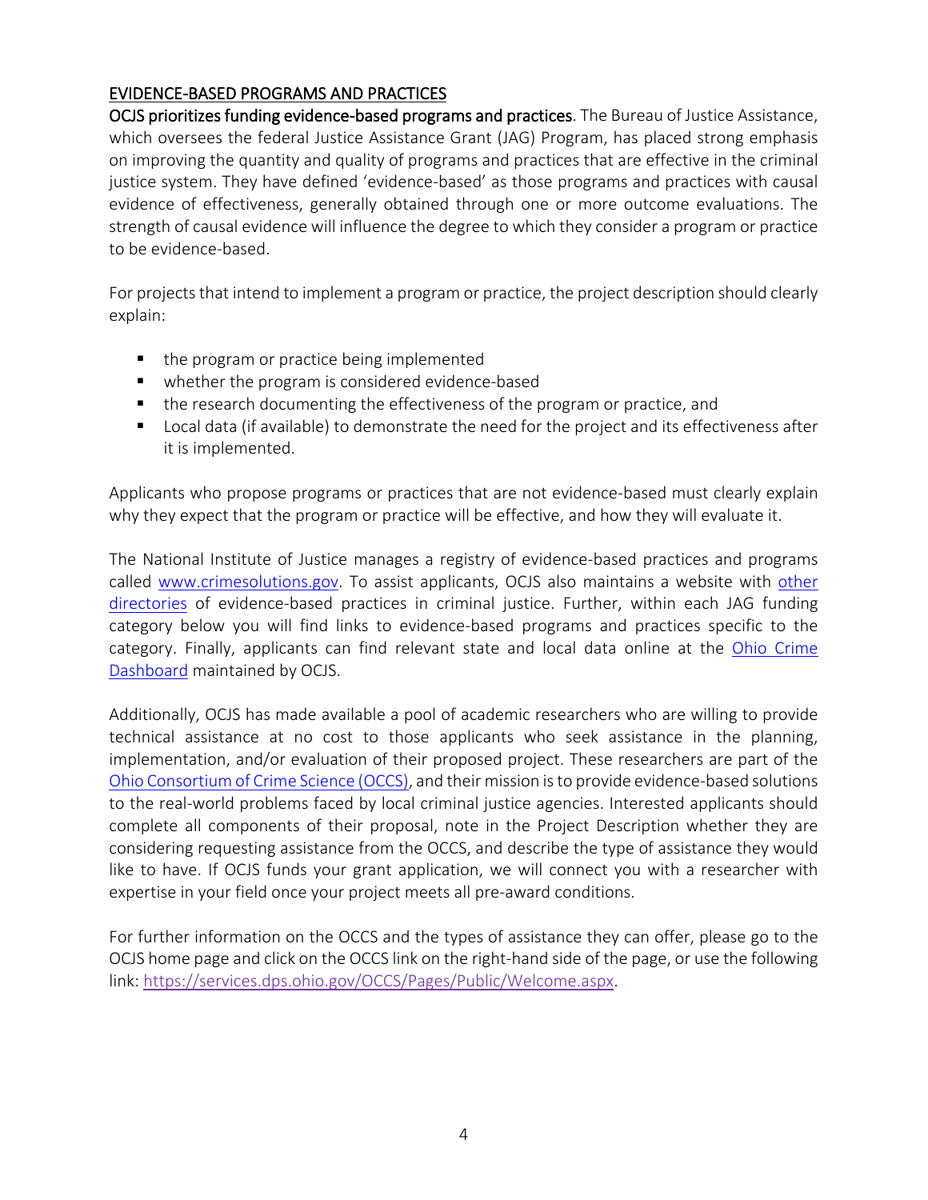## EVIDENCE-BASED PROGRAMS AND PRACTICES

**OCJS prioritizes funding evidence-based programs and practices**. The Bureau of Justice Assistance, which oversees the federal Justice Assistance Grant (JAG) Program, has placed strong emphasis on improving the quantity and quality of programs and practices that are effective in the criminal justice system. They have defined 'evidence-based' as those programs and practices with causal evidence of effectiveness, generally obtained through one or more outcome evaluations. The strength of causal evidence will influence the degree to which they consider a program or practice to be evidence-based.

For projects that intend to implement a program or practice, the project description should clearly explain:

- the program or practice being implemented
- whether the program is considered evidence-based
- the research documenting the effectiveness of the program or practice, and
- Local data (if available) to demonstrate the need for the project and its effectiveness after it is implemented.

Applicants who propose programs or practices that are not evidence-based must clearly explain why they expect that the program or practice will be effective, and how they will evaluate it.

The National Institute of Justice manages a registry of evidence-based practices and programs called www.crimesolutions.gov. To assist applicants, OCJS also maintains a website with other directories of evidence-based practices in criminal justice. Further, within each JAG funding category below you will find links to evidence-based programs and practices specific to the category. Finally, applicants can find relevant state and local data online at the Ohio Crime Dashboard maintained by OCJS.

Additionally, OCJS has made available a pool of academic researchers who are willing to provide technical assistance at no cost to those applicants who seek assistance in the planning, implementation, and/or evaluation of their proposed project. These researchers are part of the Ohio Consortium of Crime Science (OCCS), and their mission is to provide evidence-based solutions to the real-world problems faced by local criminal justice agencies. Interested applicants should complete all components of their proposal, note in the Project Description whether they are considering requesting assistance from the OCCS, and describe the type of assistance they would like to have. If OCJS funds your grant application, we will connect you with a researcher with expertise in your field once your project meets all pre-award conditions.

For further information on the OCCS and the types of assistance they can offer, please go to the OCJS home page and click on the OCCS link on the right-hand side of the page, or use the following link: https://services.dps.ohio.gov/OCCS/Pages/Public/Welcome.aspx.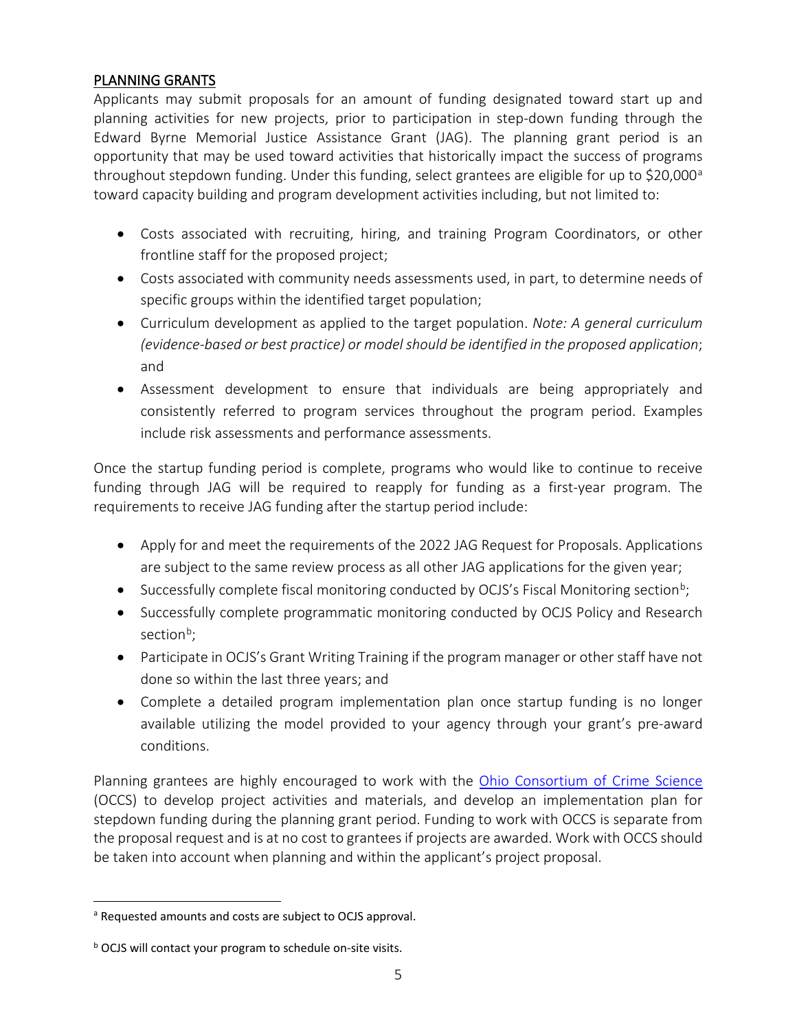## PLANNING GRANTS

Applicants may submit proposals for an amount of funding designated toward start up and planning activities for new projects, prior to participation in step-down funding through the Edward Byrne Memorial Justice Assistance Grant (JAG). The planning grant period is an opportunity that may be used toward activities that historically impact the success of programs throughout stepdown funding. Under this funding, select grantees are eligible for up to $20,000[a] toward capacity building and program development activities including, but not limited to:

- Costs associated with recruiting, hiring, and training Program Coordinators, or other frontline staff for the proposed project;
- Costs associated with community needs assessments used, in part, to determine needs of specific groups within the identified target population;
- Curriculum development as applied to the target population. *Note: A general curriculum (evidence-based or best practice) or model should be identified in the proposed application*; and
- Assessment development to ensure that individuals are being appropriately and consistently referred to program services throughout the program period. Examples include risk assessments and performance assessments.

Once the startup funding period is complete, programs who would like to continue to receive funding through JAG will be required to reapply for funding as a first-year program. The requirements to receive JAG funding after the startup period include:

- Apply for and meet the requirements of the 2022 JAG Request for Proposals. Applications are subject to the same review process as all other JAG applications for the given year;
- Successfully complete fiscal monitoring conducted by OCJS's Fiscal Monitoring section[b];
- Successfully complete programmatic monitoring conducted by OCJS Policy and Research section[b];
- Participate in OCJS's Grant Writing Training if the program manager or other staff have not done so within the last three years; and
- Complete a detailed program implementation plan once startup funding is no longer available utilizing the model provided to your agency through your grant's pre-award conditions.

Planning grantees are highly encouraged to work with the [Ohio Consortium of Crime Science](#) (OCCS) to develop project activities and materials, and develop an implementation plan for stepdown funding during the planning grant period. Funding to work with OCCS is separate from the proposal request and is at no cost to grantees if projects are awarded. Work with OCCS should be taken into account when planning and within the applicant's project proposal.

---

[a] Requested amounts and costs are subject to OCJS approval.

[b] OCJS will contact your program to schedule on-site visits.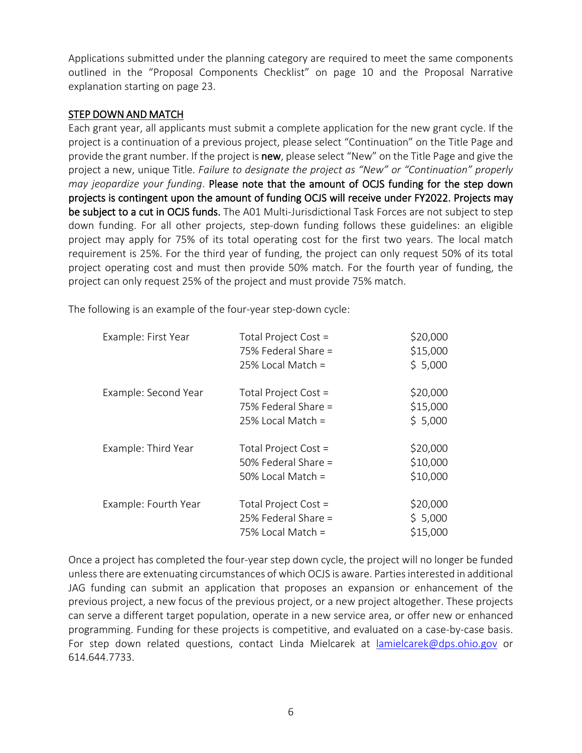Applications submitted under the planning category are required to meet the same components outlined in the "Proposal Components Checklist" on page 10 and the Proposal Narrative explanation starting on page 23.

## STEP DOWN AND MATCH

Each grant year, all applicants must submit a complete application for the new grant cycle. If the project is a continuation of a previous project, please select "Continuation" on the Title Page and provide the grant number. If the project is **new**, please select "New" on the Title Page and give the project a new, unique Title. *Failure to designate the project as "New" or "Continuation" properly may jeopardize your funding*. **Please note that the amount of OCJS funding for the step down projects is contingent upon the amount of funding OCJS will receive under FY2022. Projects may be subject to a cut in OCJS funds.** The A01 Multi-Jurisdictional Task Forces are not subject to step down funding. For all other projects, step-down funding follows these guidelines: an eligible project may apply for 75% of its total operating cost for the first two years. The local match requirement is 25%. For the third year of funding, the project can only request 50% of its total project operating cost and must then provide 50% match. For the fourth year of funding, the project can only request 25% of the project and must provide 75% match.

The following is an example of the four-year step-down cycle:

| | | |
|---|---|---|
| Example: First Year | Total Project Cost = | $20,000 |
| | 75% Federal Share = | $15,000 |
| | 25% Local Match = | $ 5,000 |
| Example: Second Year | Total Project Cost = | $20,000 |
| | 75% Federal Share = | $15,000 |
| | 25% Local Match = | $ 5,000 |
| Example: Third Year | Total Project Cost = | $20,000 |
| | 50% Federal Share = | $10,000 |
| | 50% Local Match = | $10,000 |
| Example: Fourth Year | Total Project Cost = | $20,000 |
| | 25% Federal Share = | $ 5,000 |
| | 75% Local Match = | $15,000 |

Once a project has completed the four-year step down cycle, the project will no longer be funded unless there are extenuating circumstances of which OCJS is aware. Parties interested in additional JAG funding can submit an application that proposes an expansion or enhancement of the previous project, a new focus of the previous project, or a new project altogether. These projects can serve a different target population, operate in a new service area, or offer new or enhanced programming. Funding for these projects is competitive, and evaluated on a case-by-case basis. For step down related questions, contact Linda Mielcarek at [lamielcarek@dps.ohio.gov](mailto:lamielcarek@dps.ohio.gov) or 614.644.7733.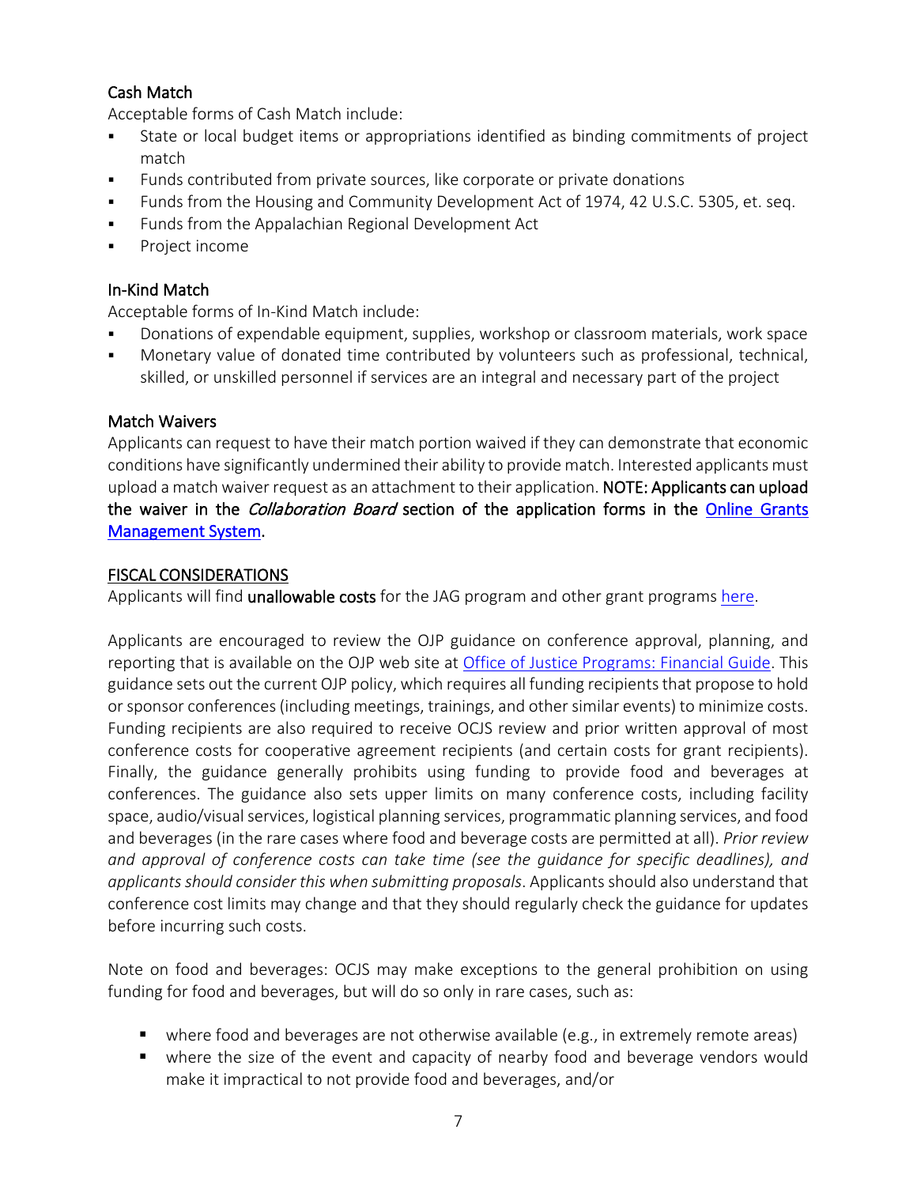### Cash Match

Acceptable forms of Cash Match include:

- State or local budget items or appropriations identified as binding commitments of project match
- Funds contributed from private sources, like corporate or private donations
- Funds from the Housing and Community Development Act of 1974, 42 U.S.C. 5305, et. seq.
- Funds from the Appalachian Regional Development Act
- Project income

### In-Kind Match

Acceptable forms of In-Kind Match include:

- Donations of expendable equipment, supplies, workshop or classroom materials, work space
- Monetary value of donated time contributed by volunteers such as professional, technical, skilled, or unskilled personnel if services are an integral and necessary part of the project

### Match Waivers

Applicants can request to have their match portion waived if they can demonstrate that economic conditions have significantly undermined their ability to provide match. Interested applicants must upload a match waiver request as an attachment to their application. **NOTE: Applicants can upload the waiver in the *Collaboration Board* section of the application forms in the Online Grants Management System.**

## FISCAL CONSIDERATIONS

Applicants will find **unallowable costs** for the JAG program and other grant programs here.

Applicants are encouraged to review the OJP guidance on conference approval, planning, and reporting that is available on the OJP web site at Office of Justice Programs: Financial Guide. This guidance sets out the current OJP policy, which requires all funding recipients that propose to hold or sponsor conferences (including meetings, trainings, and other similar events) to minimize costs. Funding recipients are also required to receive OCJS review and prior written approval of most conference costs for cooperative agreement recipients (and certain costs for grant recipients). Finally, the guidance generally prohibits using funding to provide food and beverages at conferences. The guidance also sets upper limits on many conference costs, including facility space, audio/visual services, logistical planning services, programmatic planning services, and food and beverages (in the rare cases where food and beverage costs are permitted at all). *Prior review and approval of conference costs can take time (see the guidance for specific deadlines), and applicants should consider this when submitting proposals*. Applicants should also understand that conference cost limits may change and that they should regularly check the guidance for updates before incurring such costs.

Note on food and beverages: OCJS may make exceptions to the general prohibition on using funding for food and beverages, but will do so only in rare cases, such as:

- where food and beverages are not otherwise available (e.g., in extremely remote areas)
- where the size of the event and capacity of nearby food and beverage vendors would make it impractical to not provide food and beverages, and/or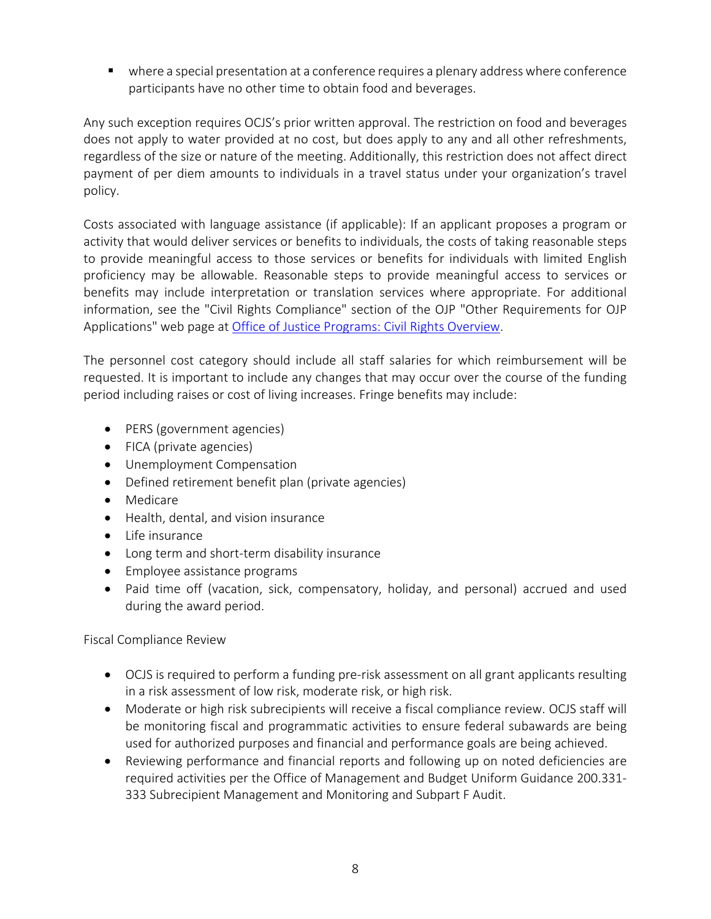- where a special presentation at a conference requires a plenary address where conference participants have no other time to obtain food and beverages.

Any such exception requires OCJS's prior written approval. The restriction on food and beverages does not apply to water provided at no cost, but does apply to any and all other refreshments, regardless of the size or nature of the meeting. Additionally, this restriction does not affect direct payment of per diem amounts to individuals in a travel status under your organization's travel policy.

Costs associated with language assistance (if applicable): If an applicant proposes a program or activity that would deliver services or benefits to individuals, the costs of taking reasonable steps to provide meaningful access to those services or benefits for individuals with limited English proficiency may be allowable. Reasonable steps to provide meaningful access to services or benefits may include interpretation or translation services where appropriate. For additional information, see the "Civil Rights Compliance" section of the OJP "Other Requirements for OJP Applications" web page at [Office of Justice Programs: Civil Rights Overview](https://www.ojp.gov).

The personnel cost category should include all staff salaries for which reimbursement will be requested. It is important to include any changes that may occur over the course of the funding period including raises or cost of living increases. Fringe benefits may include:

- PERS (government agencies)
- FICA (private agencies)
- Unemployment Compensation
- Defined retirement benefit plan (private agencies)
- Medicare
- Health, dental, and vision insurance
- Life insurance
- Long term and short-term disability insurance
- Employee assistance programs
- Paid time off (vacation, sick, compensatory, holiday, and personal) accrued and used during the award period.

Fiscal Compliance Review

- OCJS is required to perform a funding pre-risk assessment on all grant applicants resulting in a risk assessment of low risk, moderate risk, or high risk.
- Moderate or high risk subrecipients will receive a fiscal compliance review. OCJS staff will be monitoring fiscal and programmatic activities to ensure federal subawards are being used for authorized purposes and financial and performance goals are being achieved.
- Reviewing performance and financial reports and following up on noted deficiencies are required activities per the Office of Management and Budget Uniform Guidance 200.331-333 Subrecipient Management and Monitoring and Subpart F Audit.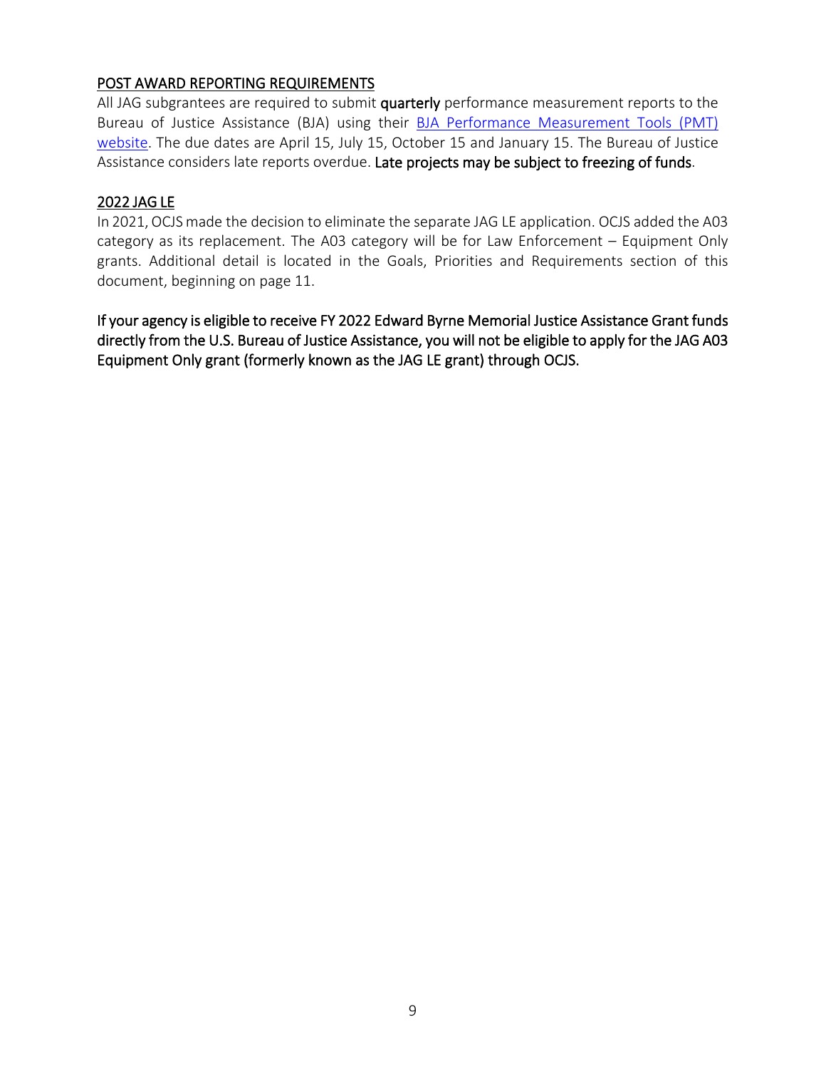## POST AWARD REPORTING REQUIREMENTS

All JAG subgrantees are required to submit **quarterly** performance measurement reports to the Bureau of Justice Assistance (BJA) using their [BJA Performance Measurement Tools (PMT) website](). The due dates are April 15, July 15, October 15 and January 15. The Bureau of Justice Assistance considers late reports overdue. **Late projects may be subject to freezing of funds**.

## 2022 JAG LE

In 2021, OCJS made the decision to eliminate the separate JAG LE application. OCJS added the A03 category as its replacement. The A03 category will be for Law Enforcement – Equipment Only grants. Additional detail is located in the Goals, Priorities and Requirements section of this document, beginning on page 11.

**If your agency is eligible to receive FY 2022 Edward Byrne Memorial Justice Assistance Grant funds directly from the U.S. Bureau of Justice Assistance, you will not be eligible to apply for the JAG A03 Equipment Only grant (formerly known as the JAG LE grant) through OCJS.**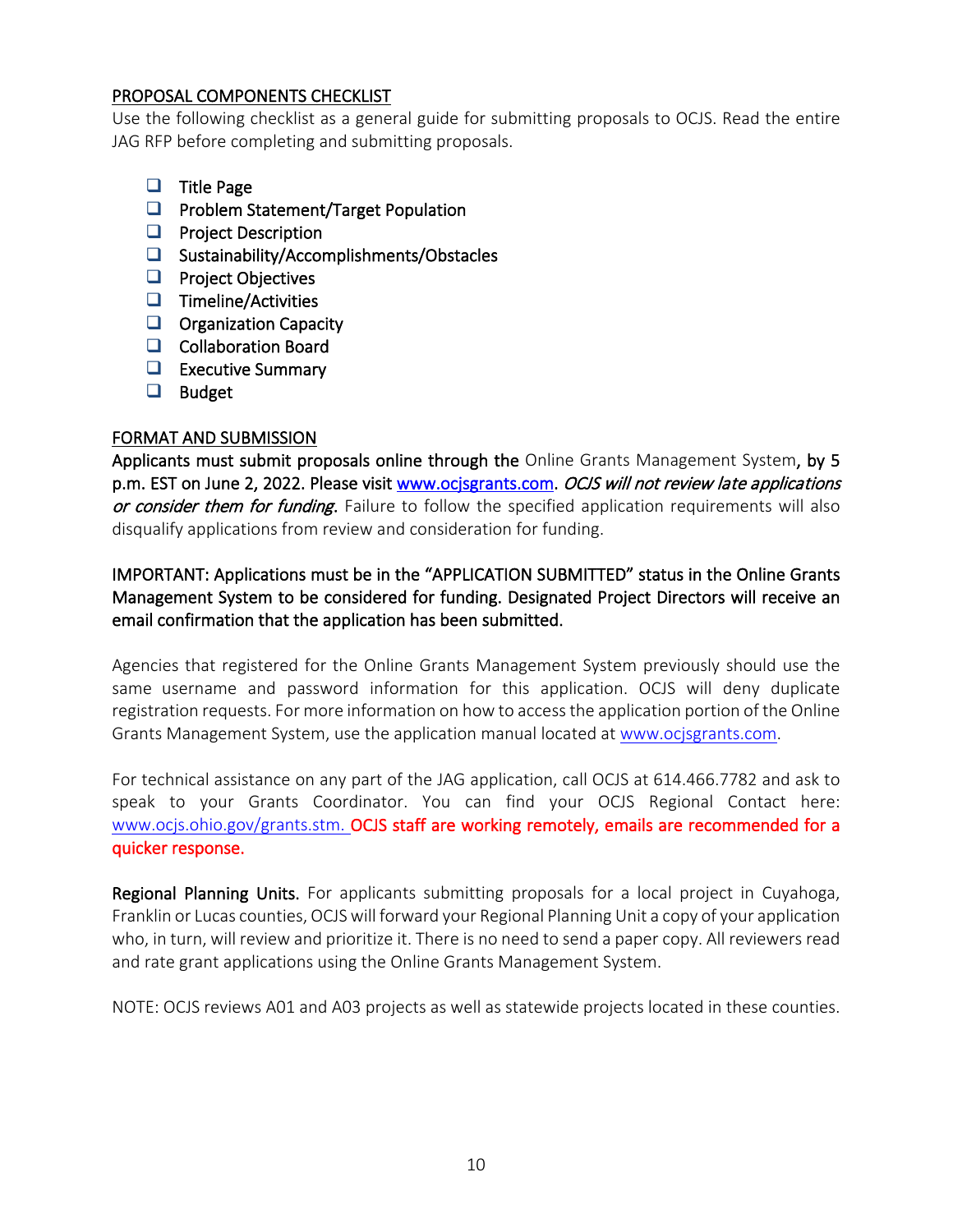## PROPOSAL COMPONENTS CHECKLIST

Use the following checklist as a general guide for submitting proposals to OCJS. Read the entire JAG RFP before completing and submitting proposals.

- ❑ Title Page
- ❑ Problem Statement/Target Population
- ❑ Project Description
- ❑ Sustainability/Accomplishments/Obstacles
- ❑ Project Objectives
- ❑ Timeline/Activities
- ❑ Organization Capacity
- ❑ Collaboration Board
- ❑ Executive Summary
- ❑ Budget

## FORMAT AND SUBMISSION

**Applicants must submit proposals online through the** Online Grants Management System**, by 5 p.m. EST on June 2, 2022. Please visit www.ocjsgrants.com.** ***OCJS will not review late applications or consider them for funding.*** Failure to follow the specified application requirements will also disqualify applications from review and consideration for funding.

**IMPORTANT: Applications must be in the "APPLICATION SUBMITTED" status in the Online Grants Management System to be considered for funding. Designated Project Directors will receive an email confirmation that the application has been submitted.**

Agencies that registered for the Online Grants Management System previously should use the same username and password information for this application. OCJS will deny duplicate registration requests. For more information on how to access the application portion of the Online Grants Management System, use the application manual located at www.ocjsgrants.com.

For technical assistance on any part of the JAG application, call OCJS at 614.466.7782 and ask to speak to your Grants Coordinator. You can find your OCJS Regional Contact here: www.ocjs.ohio.gov/grants.stm. **OCJS staff are working remotely, emails are recommended for a quicker response.**

**Regional Planning Units.** For applicants submitting proposals for a local project in Cuyahoga, Franklin or Lucas counties, OCJS will forward your Regional Planning Unit a copy of your application who, in turn, will review and prioritize it. There is no need to send a paper copy. All reviewers read and rate grant applications using the Online Grants Management System.

NOTE: OCJS reviews A01 and A03 projects as well as statewide projects located in these counties.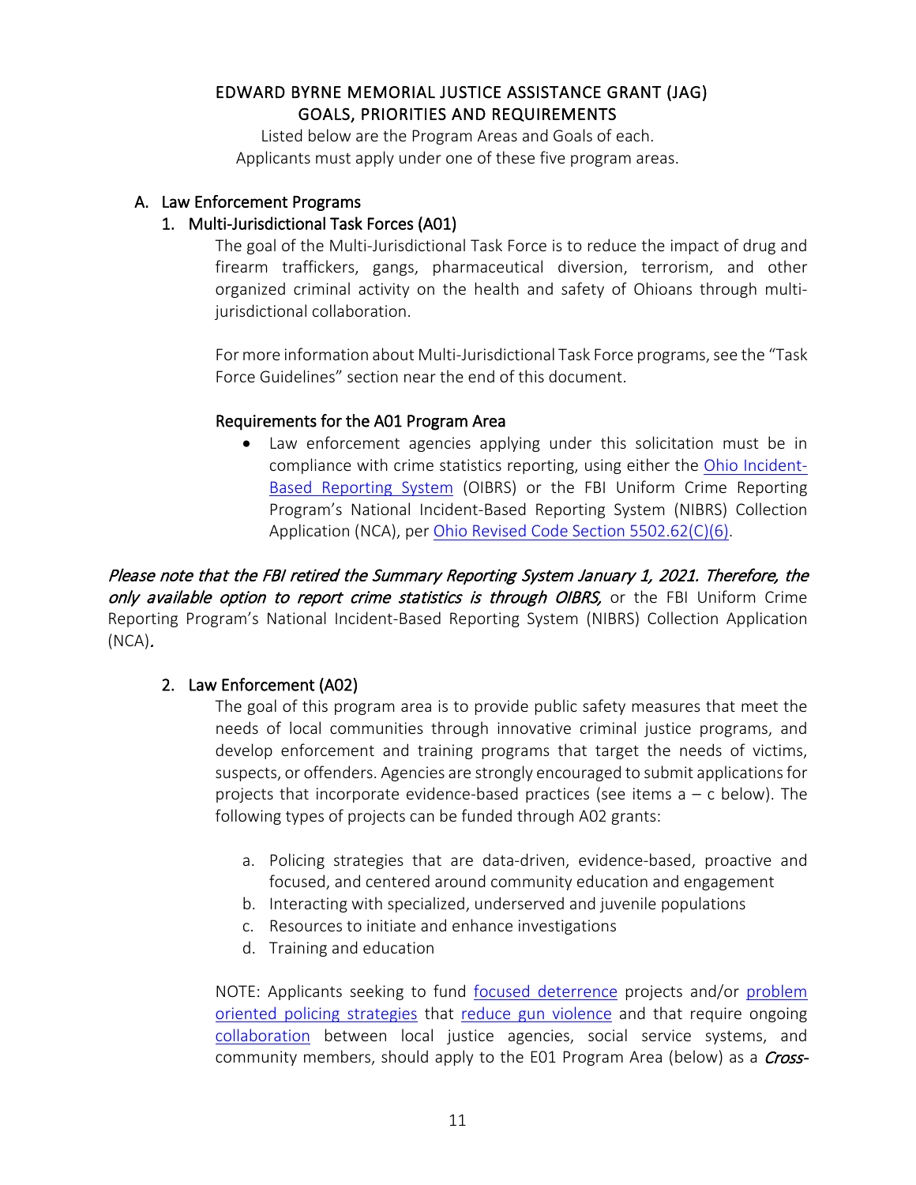EDWARD BYRNE MEMORIAL JUSTICE ASSISTANCE GRANT (JAG)
GOALS, PRIORITIES AND REQUIREMENTS

Listed below are the Program Areas and Goals of each.
Applicants must apply under one of these five program areas.

## A. Law Enforcement Programs

### 1. Multi-Jurisdictional Task Forces (A01)

The goal of the Multi-Jurisdictional Task Force is to reduce the impact of drug and firearm traffickers, gangs, pharmaceutical diversion, terrorism, and other organized criminal activity on the health and safety of Ohioans through multi-jurisdictional collaboration.

For more information about Multi-Jurisdictional Task Force programs, see the "Task Force Guidelines" section near the end of this document.

#### Requirements for the A01 Program Area

- Law enforcement agencies applying under this solicitation must be in compliance with crime statistics reporting, using either the Ohio Incident-Based Reporting System (OIBRS) or the FBI Uniform Crime Reporting Program's National Incident-Based Reporting System (NIBRS) Collection Application (NCA), per Ohio Revised Code Section 5502.62(C)(6).

*Please note that the FBI retired the Summary Reporting System January 1, 2021. Therefore, the only available option to report crime statistics is through OIBRS,* or the FBI Uniform Crime Reporting Program's National Incident-Based Reporting System (NIBRS) Collection Application (NCA).

### 2. Law Enforcement (A02)

The goal of this program area is to provide public safety measures that meet the needs of local communities through innovative criminal justice programs, and develop enforcement and training programs that target the needs of victims, suspects, or offenders. Agencies are strongly encouraged to submit applications for projects that incorporate evidence-based practices (see items a – c below). The following types of projects can be funded through A02 grants:

a. Policing strategies that are data-driven, evidence-based, proactive and focused, and centered around community education and engagement
b. Interacting with specialized, underserved and juvenile populations
c. Resources to initiate and enhance investigations
d. Training and education

NOTE: Applicants seeking to fund focused deterrence projects and/or problem oriented policing strategies that reduce gun violence and that require ongoing collaboration between local justice agencies, social service systems, and community members, should apply to the E01 Program Area (below) as a *Cross-*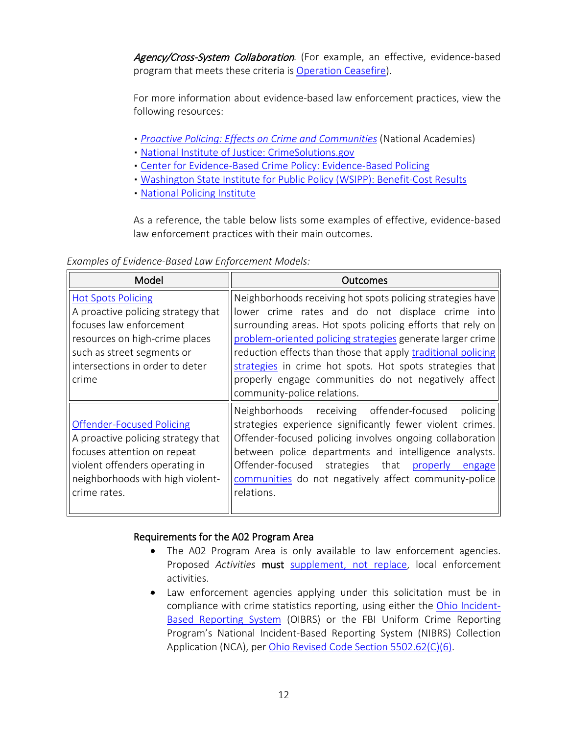*Agency/Cross-System Collaboration*. (For example, an effective, evidence-based program that meets these criteria is Operation Ceasefire).

For more information about evidence-based law enforcement practices, view the following resources:

- *Proactive Policing: Effects on Crime and Communities* (National Academies)
- National Institute of Justice: CrimeSolutions.gov
- Center for Evidence-Based Crime Policy: Evidence-Based Policing
- Washington State Institute for Public Policy (WSIPP): Benefit-Cost Results
- National Policing Institute

As a reference, the table below lists some examples of effective, evidence-based law enforcement practices with their main outcomes.

*Examples of Evidence-Based Law Enforcement Models:*

| Model | Outcomes |
|---|---|
| Hot Spots Policing<br>A proactive policing strategy that focuses law enforcement resources on high-crime places such as street segments or intersections in order to deter crime | Neighborhoods receiving hot spots policing strategies have lower crime rates and do not displace crime into surrounding areas. Hot spots policing efforts that rely on problem-oriented policing strategies generate larger crime reduction effects than those that apply traditional policing strategies in crime hot spots. Hot spots strategies that properly engage communities do not negatively affect community-police relations. |
| Offender-Focused Policing<br>A proactive policing strategy that focuses attention on repeat violent offenders operating in neighborhoods with high violent-crime rates. | Neighborhoods receiving offender-focused policing strategies experience significantly fewer violent crimes. Offender-focused policing involves ongoing collaboration between police departments and intelligence analysts. Offender-focused strategies that properly engage communities do not negatively affect community-police relations. |

## Requirements for the A02 Program Area

- The A02 Program Area is only available to law enforcement agencies. Proposed *Activities* **must** supplement, not replace, local enforcement activities.
- Law enforcement agencies applying under this solicitation must be in compliance with crime statistics reporting, using either the Ohio Incident-Based Reporting System (OIBRS) or the FBI Uniform Crime Reporting Program's National Incident-Based Reporting System (NIBRS) Collection Application (NCA), per Ohio Revised Code Section 5502.62(C)(6).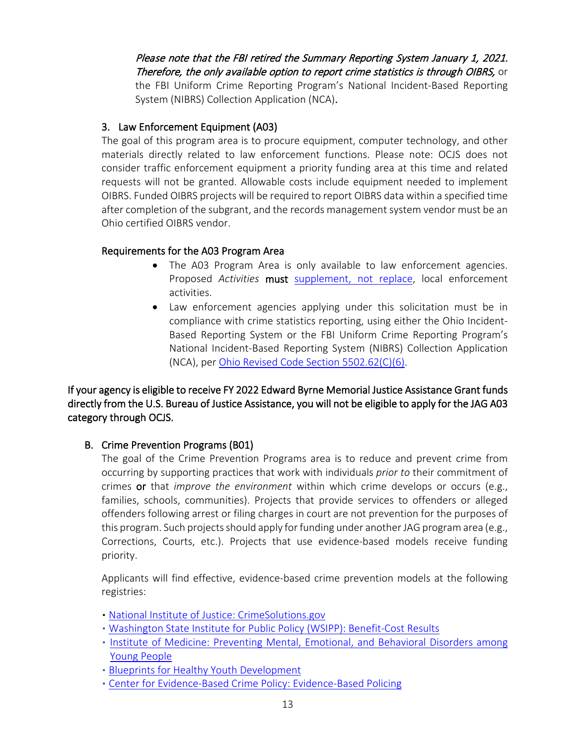*Please note that the FBI retired the Summary Reporting System January 1, 2021. Therefore, the only available option to report crime statistics is through OIBRS,* or the FBI Uniform Crime Reporting Program's National Incident-Based Reporting System (NIBRS) Collection Application (NCA).

### 3. Law Enforcement Equipment (A03)

The goal of this program area is to procure equipment, computer technology, and other materials directly related to law enforcement functions. Please note: OCJS does not consider traffic enforcement equipment a priority funding area at this time and related requests will not be granted. Allowable costs include equipment needed to implement OIBRS. Funded OIBRS projects will be required to report OIBRS data within a specified time after completion of the subgrant, and the records management system vendor must be an Ohio certified OIBRS vendor.

#### Requirements for the A03 Program Area

- The A03 Program Area is only available to law enforcement agencies. Proposed *Activities* **must** [supplement, not replace](), local enforcement activities.
- Law enforcement agencies applying under this solicitation must be in compliance with crime statistics reporting, using either the Ohio Incident-Based Reporting System or the FBI Uniform Crime Reporting Program's National Incident-Based Reporting System (NIBRS) Collection Application (NCA), per [Ohio Revised Code Section 5502.62(C)(6)]().

If your agency is eligible to receive FY 2022 Edward Byrne Memorial Justice Assistance Grant funds directly from the U.S. Bureau of Justice Assistance, you will not be eligible to apply for the JAG A03 category through OCJS.

## B. Crime Prevention Programs (B01)

The goal of the Crime Prevention Programs area is to reduce and prevent crime from occurring by supporting practices that work with individuals *prior to* their commitment of crimes **or** that *improve the environment* within which crime develops or occurs (e.g., families, schools, communities). Projects that provide services to offenders or alleged offenders following arrest or filing charges in court are not prevention for the purposes of this program. Such projects should apply for funding under another JAG program area (e.g., Corrections, Courts, etc.). Projects that use evidence-based models receive funding priority.

Applicants will find effective, evidence-based crime prevention models at the following registries:

- [National Institute of Justice: CrimeSolutions.gov]()
- [Washington State Institute for Public Policy (WSIPP): Benefit-Cost Results]()
- [Institute of Medicine: Preventing Mental, Emotional, and Behavioral Disorders among Young People]()
- [Blueprints for Healthy Youth Development]()
- [Center for Evidence-Based Crime Policy: Evidence-Based Policing]()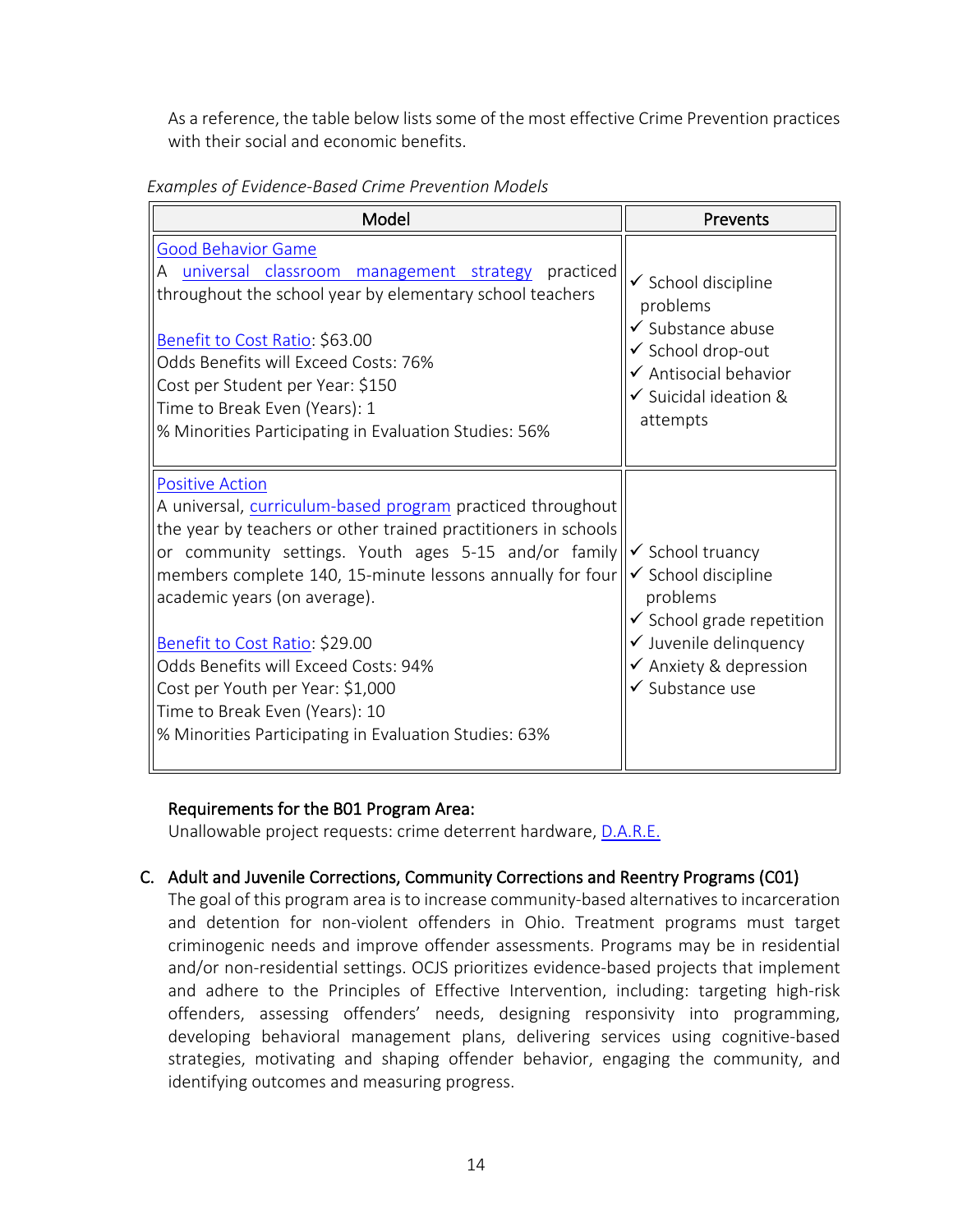As a reference, the table below lists some of the most effective Crime Prevention practices with their social and economic benefits.

*Examples of Evidence-Based Crime Prevention Models*

| Model | Prevents |
|---|---|
| Good Behavior Game<br>A universal classroom management strategy practiced throughout the school year by elementary school teachers<br><br>Benefit to Cost Ratio: $63.00<br>Odds Benefits will Exceed Costs: 76%<br>Cost per Student per Year: $150<br>Time to Break Even (Years): 1<br>% Minorities Participating in Evaluation Studies: 56% | ✓ School discipline problems<br>✓ Substance abuse<br>✓ School drop-out<br>✓ Antisocial behavior<br>✓ Suicidal ideation & attempts |
| Positive Action<br>A universal, curriculum-based program practiced throughout the year by teachers or other trained practitioners in schools or community settings. Youth ages 5-15 and/or family members complete 140, 15-minute lessons annually for four academic years (on average).<br><br>Benefit to Cost Ratio: $29.00<br>Odds Benefits will Exceed Costs: 94%<br>Cost per Youth per Year: $1,000<br>Time to Break Even (Years): 10<br>% Minorities Participating in Evaluation Studies: 63% | ✓ School truancy<br>✓ School discipline problems<br>✓ School grade repetition<br>✓ Juvenile delinquency<br>✓ Anxiety & depression<br>✓ Substance use |

**Requirements for the B01 Program Area:**

Unallowable project requests: crime deterrent hardware, D.A.R.E.

## C. Adult and Juvenile Corrections, Community Corrections and Reentry Programs (C01)

The goal of this program area is to increase community-based alternatives to incarceration and detention for non-violent offenders in Ohio. Treatment programs must target criminogenic needs and improve offender assessments. Programs may be in residential and/or non-residential settings. OCJS prioritizes evidence-based projects that implement and adhere to the Principles of Effective Intervention, including: targeting high-risk offenders, assessing offenders' needs, designing responsivity into programming, developing behavioral management plans, delivering services using cognitive-based strategies, motivating and shaping offender behavior, engaging the community, and identifying outcomes and measuring progress.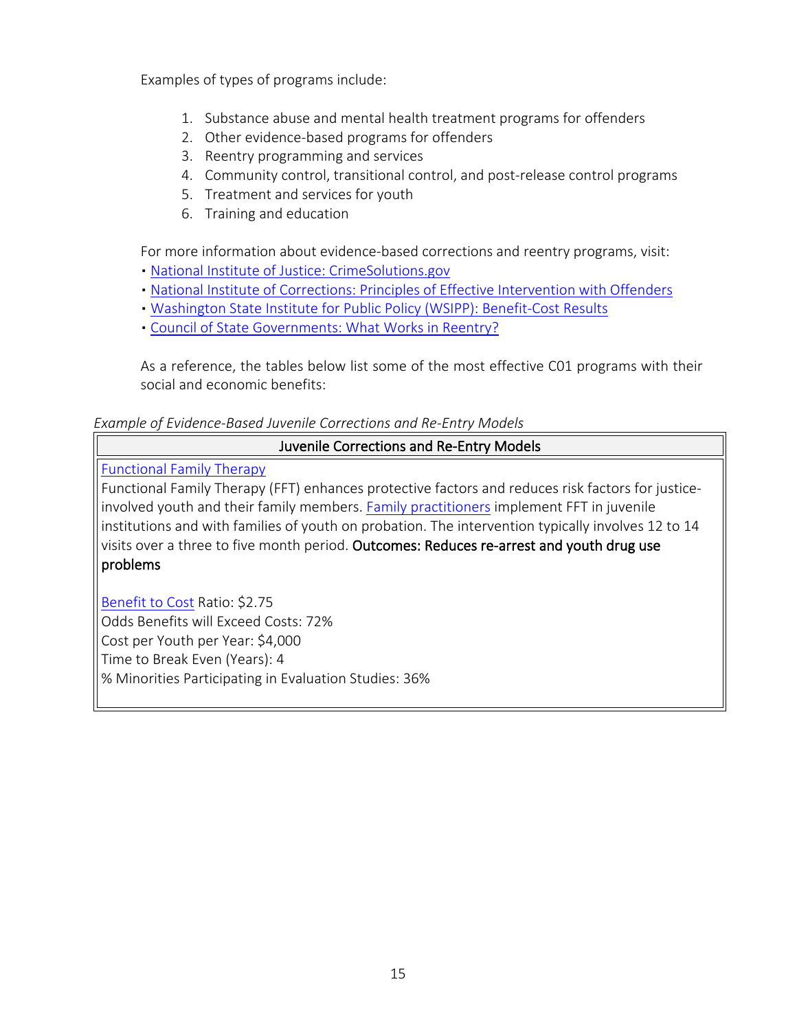Examples of types of programs include:

1. Substance abuse and mental health treatment programs for offenders
2. Other evidence-based programs for offenders
3. Reentry programming and services
4. Community control, transitional control, and post-release control programs
5. Treatment and services for youth
6. Training and education

For more information about evidence-based corrections and reentry programs, visit:
- National Institute of Justice: CrimeSolutions.gov
- National Institute of Corrections: Principles of Effective Intervention with Offenders
- Washington State Institute for Public Policy (WSIPP): Benefit-Cost Results
- Council of State Governments: What Works in Reentry?

As a reference, the tables below list some of the most effective C01 programs with their social and economic benefits:

*Example of Evidence-Based Juvenile Corrections and Re-Entry Models*

| Juvenile Corrections and Re-Entry Models |
|---|
| Functional Family Therapy<br>Functional Family Therapy (FFT) enhances protective factors and reduces risk factors for justice-involved youth and their family members. Family practitioners implement FFT in juvenile institutions and with families of youth on probation. The intervention typically involves 12 to 14 visits over a three to five month period. **Outcomes: Reduces re-arrest and youth drug use problems**<br><br>Benefit to Cost Ratio: $2.75<br>Odds Benefits will Exceed Costs: 72%<br>Cost per Youth per Year: $4,000<br>Time to Break Even (Years): 4<br>% Minorities Participating in Evaluation Studies: 36% |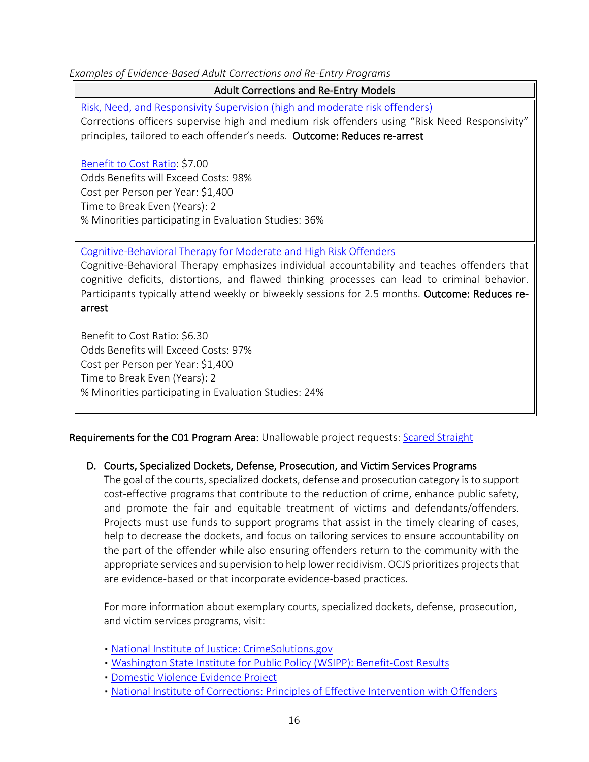*Examples of Evidence-Based Adult Corrections and Re-Entry Programs*

| Adult Corrections and Re-Entry Models |
|---|
| Risk, Need, and Responsivity Supervision (high and moderate risk offenders)<br>Corrections officers supervise high and medium risk offenders using "Risk Need Responsivity" principles, tailored to each offender's needs. **Outcome: Reduces re-arrest**<br><br>Benefit to Cost Ratio: $7.00<br>Odds Benefits will Exceed Costs: 98%<br>Cost per Person per Year: $1,400<br>Time to Break Even (Years): 2<br>% Minorities participating in Evaluation Studies: 36% |
| Cognitive-Behavioral Therapy for Moderate and High Risk Offenders<br>Cognitive-Behavioral Therapy emphasizes individual accountability and teaches offenders that cognitive deficits, distortions, and flawed thinking processes can lead to criminal behavior. Participants typically attend weekly or biweekly sessions for 2.5 months. **Outcome: Reduces re-arrest**<br><br>Benefit to Cost Ratio: $6.30<br>Odds Benefits will Exceed Costs: 97%<br>Cost per Person per Year: $1,400<br>Time to Break Even (Years): 2<br>% Minorities participating in Evaluation Studies: 24% |

**Requirements for the C01 Program Area:** Unallowable project requests: Scared Straight

## D. Courts, Specialized Dockets, Defense, Prosecution, and Victim Services Programs

The goal of the courts, specialized dockets, defense and prosecution category is to support cost-effective programs that contribute to the reduction of crime, enhance public safety, and promote the fair and equitable treatment of victims and defendants/offenders. Projects must use funds to support programs that assist in the timely clearing of cases, help to decrease the dockets, and focus on tailoring services to ensure accountability on the part of the offender while also ensuring offenders return to the community with the appropriate services and supervision to help lower recidivism. OCJS prioritizes projects that are evidence-based or that incorporate evidence-based practices.

For more information about exemplary courts, specialized dockets, defense, prosecution, and victim services programs, visit:

- National Institute of Justice: CrimeSolutions.gov
- Washington State Institute for Public Policy (WSIPP): Benefit-Cost Results
- Domestic Violence Evidence Project
- National Institute of Corrections: Principles of Effective Intervention with Offenders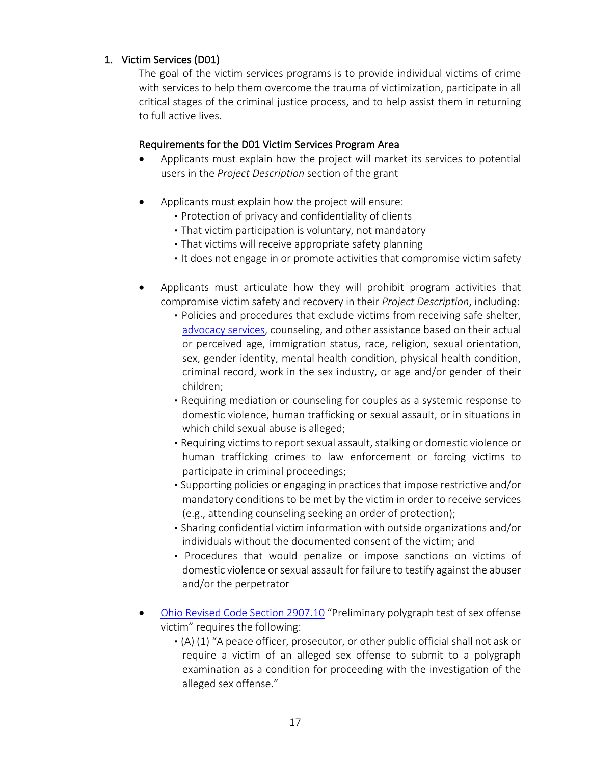## 1. Victim Services (D01)

The goal of the victim services programs is to provide individual victims of crime with services to help them overcome the trauma of victimization, participate in all critical stages of the criminal justice process, and to help assist them in returning to full active lives.

### Requirements for the D01 Victim Services Program Area

- Applicants must explain how the project will market its services to potential users in the *Project Description* section of the grant

- Applicants must explain how the project will ensure:
  - Protection of privacy and confidentiality of clients
  - That victim participation is voluntary, not mandatory
  - That victims will receive appropriate safety planning
  - It does not engage in or promote activities that compromise victim safety

- Applicants must articulate how they will prohibit program activities that compromise victim safety and recovery in their *Project Description*, including:
  - Policies and procedures that exclude victims from receiving safe shelter, advocacy services, counseling, and other assistance based on their actual or perceived age, immigration status, race, religion, sexual orientation, sex, gender identity, mental health condition, physical health condition, criminal record, work in the sex industry, or age and/or gender of their children;
  - Requiring mediation or counseling for couples as a systemic response to domestic violence, human trafficking or sexual assault, or in situations in which child sexual abuse is alleged;
  - Requiring victims to report sexual assault, stalking or domestic violence or human trafficking crimes to law enforcement or forcing victims to participate in criminal proceedings;
  - Supporting policies or engaging in practices that impose restrictive and/or mandatory conditions to be met by the victim in order to receive services (e.g., attending counseling seeking an order of protection);
  - Sharing confidential victim information with outside organizations and/or individuals without the documented consent of the victim; and
  - Procedures that would penalize or impose sanctions on victims of domestic violence or sexual assault for failure to testify against the abuser and/or the perpetrator

- Ohio Revised Code Section 2907.10 "Preliminary polygraph test of sex offense victim" requires the following:
  - (A) (1) "A peace officer, prosecutor, or other public official shall not ask or require a victim of an alleged sex offense to submit to a polygraph examination as a condition for proceeding with the investigation of the alleged sex offense."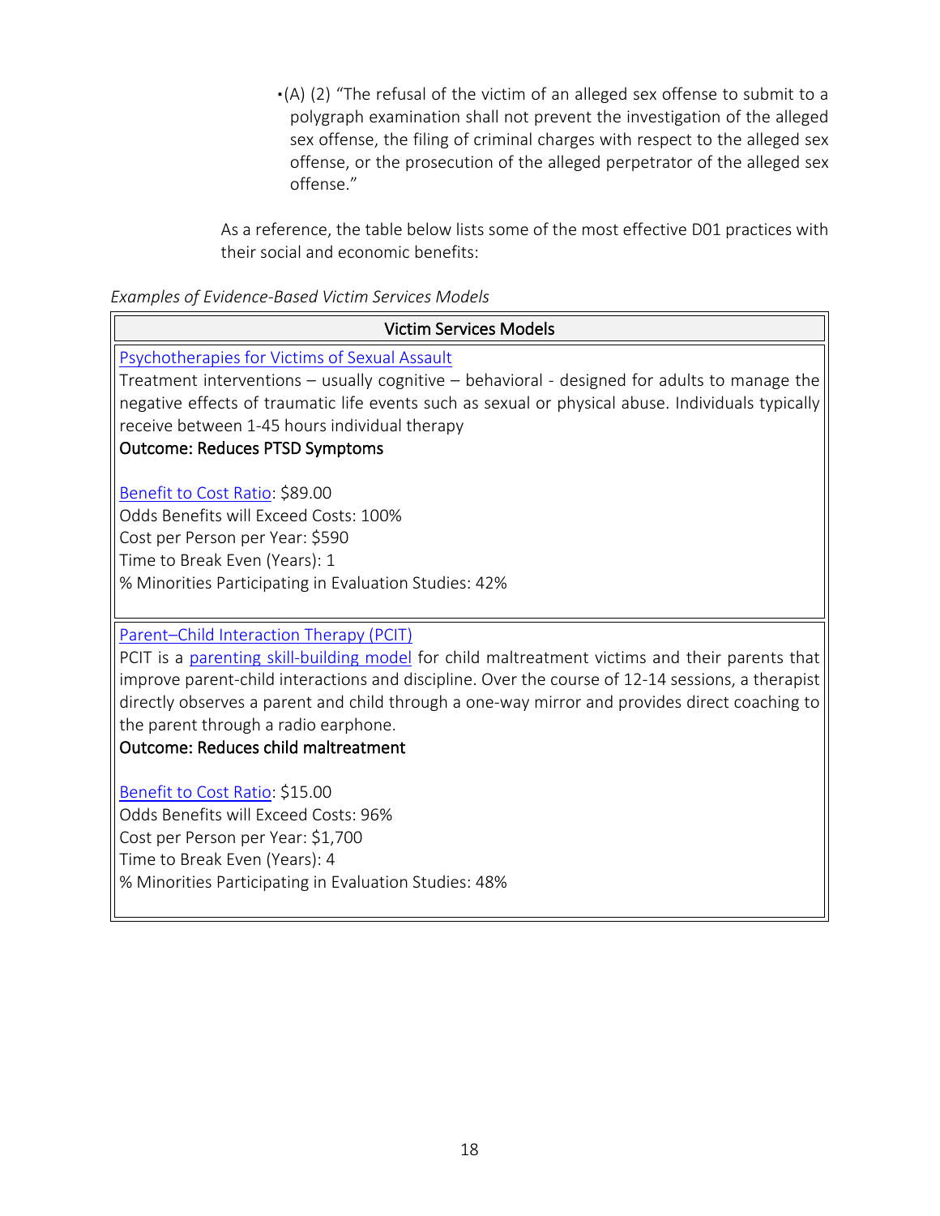- (A) (2) "The refusal of the victim of an alleged sex offense to submit to a polygraph examination shall not prevent the investigation of the alleged sex offense, the filing of criminal charges with respect to the alleged sex offense, or the prosecution of the alleged perpetrator of the alleged sex offense."

As a reference, the table below lists some of the most effective D01 practices with their social and economic benefits:

*Examples of Evidence-Based Victim Services Models*

| Victim Services Models |
|---|
| Psychotherapies for Victims of Sexual Assault<br>Treatment interventions – usually cognitive – behavioral - designed for adults to manage the negative effects of traumatic life events such as sexual or physical abuse. Individuals typically receive between 1-45 hours individual therapy<br>**Outcome: Reduces PTSD Symptoms**<br><br>Benefit to Cost Ratio: $89.00<br>Odds Benefits will Exceed Costs: 100%<br>Cost per Person per Year: $590<br>Time to Break Even (Years): 1<br>% Minorities Participating in Evaluation Studies: 42% |
| Parent–Child Interaction Therapy (PCIT)<br>PCIT is a parenting skill-building model for child maltreatment victims and their parents that improve parent-child interactions and discipline. Over the course of 12-14 sessions, a therapist directly observes a parent and child through a one-way mirror and provides direct coaching to the parent through a radio earphone.<br>**Outcome: Reduces child maltreatment**<br><br>Benefit to Cost Ratio: $15.00<br>Odds Benefits will Exceed Costs: 96%<br>Cost per Person per Year: $1,700<br>Time to Break Even (Years): 4<br>% Minorities Participating in Evaluation Studies: 48% |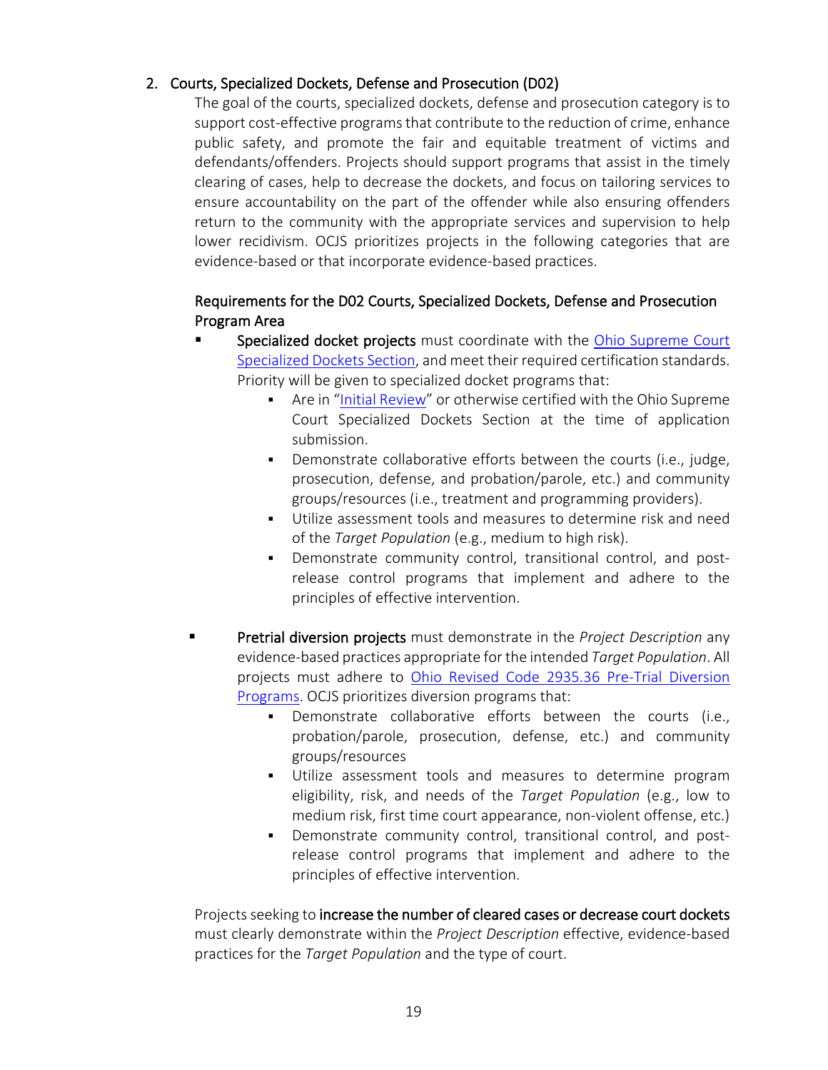## 2. Courts, Specialized Dockets, Defense and Prosecution (D02)

The goal of the courts, specialized dockets, defense and prosecution category is to support cost-effective programs that contribute to the reduction of crime, enhance public safety, and promote the fair and equitable treatment of victims and defendants/offenders. Projects should support programs that assist in the timely clearing of cases, help to decrease the dockets, and focus on tailoring services to ensure accountability on the part of the offender while also ensuring offenders return to the community with the appropriate services and supervision to help lower recidivism. OCJS prioritizes projects in the following categories that are evidence-based or that incorporate evidence-based practices.

### Requirements for the D02 Courts, Specialized Dockets, Defense and Prosecution Program Area

- **Specialized docket projects** must coordinate with the Ohio Supreme Court Specialized Dockets Section, and meet their required certification standards. Priority will be given to specialized docket programs that:
  - Are in "Initial Review" or otherwise certified with the Ohio Supreme Court Specialized Dockets Section at the time of application submission.
  - Demonstrate collaborative efforts between the courts (i.e., judge, prosecution, defense, and probation/parole, etc.) and community groups/resources (i.e., treatment and programming providers).
  - Utilize assessment tools and measures to determine risk and need of the *Target Population* (e.g., medium to high risk).
  - Demonstrate community control, transitional control, and post-release control programs that implement and adhere to the principles of effective intervention.

- **Pretrial diversion projects** must demonstrate in the *Project Description* any evidence-based practices appropriate for the intended *Target Population*. All projects must adhere to Ohio Revised Code 2935.36 Pre-Trial Diversion Programs. OCJS prioritizes diversion programs that:
  - Demonstrate collaborative efforts between the courts (i.e., probation/parole, prosecution, defense, etc.) and community groups/resources
  - Utilize assessment tools and measures to determine program eligibility, risk, and needs of the *Target Population* (e.g., low to medium risk, first time court appearance, non-violent offense, etc.)
  - Demonstrate community control, transitional control, and post-release control programs that implement and adhere to the principles of effective intervention.

Projects seeking to **increase the number of cleared cases or decrease court dockets** must clearly demonstrate within the *Project Description* effective, evidence-based practices for the *Target Population* and the type of court.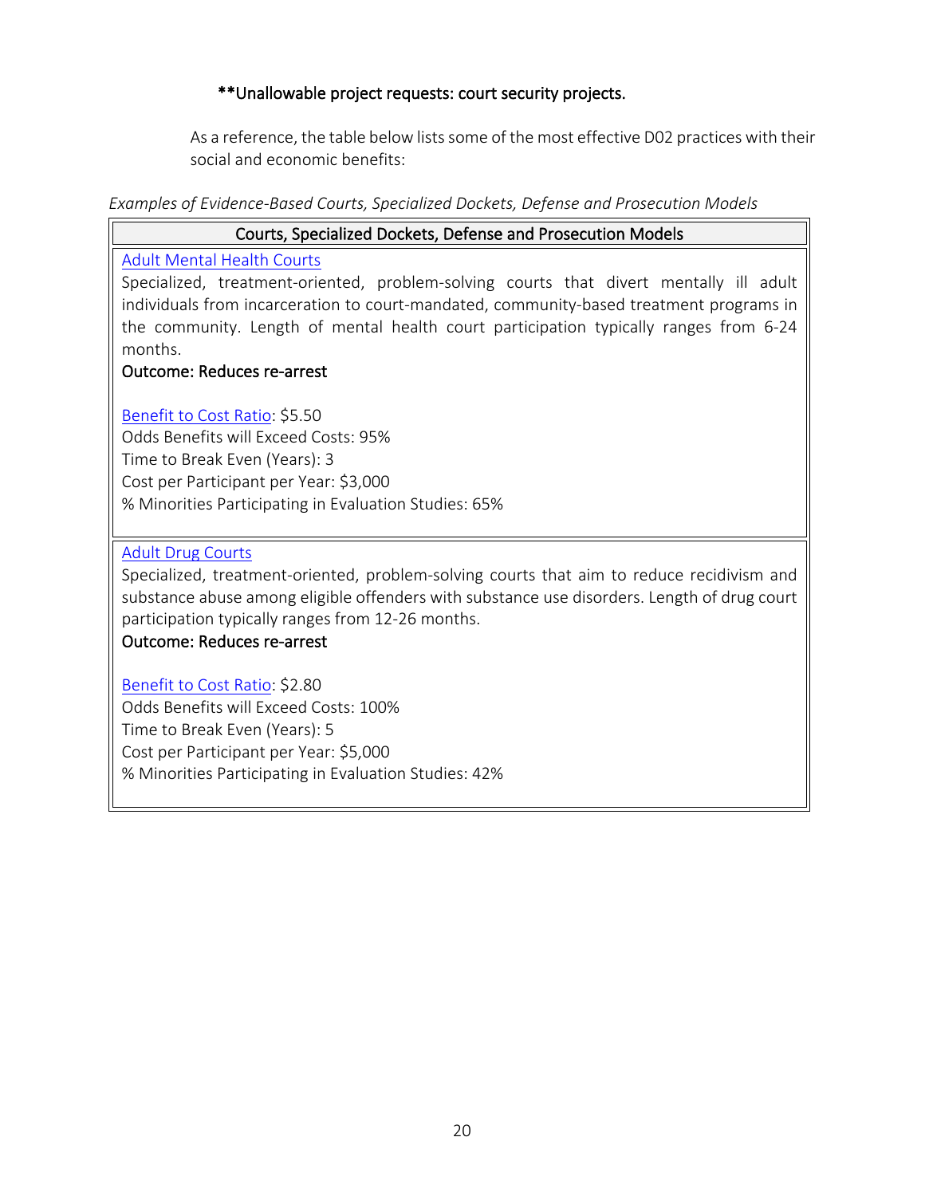**Unallowable project requests: court security projects.

As a reference, the table below lists some of the most effective D02 practices with their social and economic benefits:

*Examples of Evidence-Based Courts, Specialized Dockets, Defense and Prosecution Models*

| Courts, Specialized Dockets, Defense and Prosecution Models |
|---|
| Adult Mental Health Courts<br>Specialized, treatment-oriented, problem-solving courts that divert mentally ill adult individuals from incarceration to court-mandated, community-based treatment programs in the community. Length of mental health court participation typically ranges from 6-24 months.<br>**Outcome: Reduces re-arrest**<br><br>Benefit to Cost Ratio: $5.50<br>Odds Benefits will Exceed Costs: 95%<br>Time to Break Even (Years): 3<br>Cost per Participant per Year: $3,000<br>% Minorities Participating in Evaluation Studies: 65% |
| Adult Drug Courts<br>Specialized, treatment-oriented, problem-solving courts that aim to reduce recidivism and substance abuse among eligible offenders with substance use disorders. Length of drug court participation typically ranges from 12-26 months.<br>**Outcome: Reduces re-arrest**<br><br>Benefit to Cost Ratio: $2.80<br>Odds Benefits will Exceed Costs: 100%<br>Time to Break Even (Years): 5<br>Cost per Participant per Year: $5,000<br>% Minorities Participating in Evaluation Studies: 42% |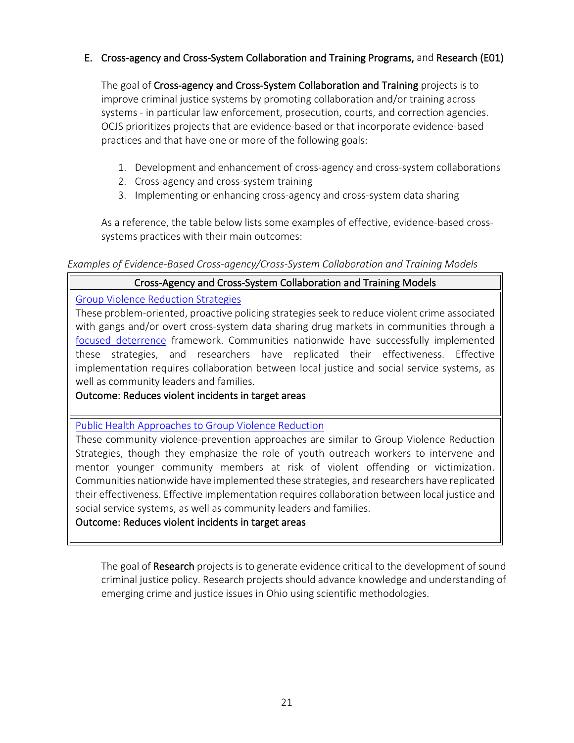## E. **Cross-agency and Cross-System Collaboration and Training Programs,** and **Research (E01)**

The goal of **Cross-agency and Cross-System Collaboration and Training** projects is to improve criminal justice systems by promoting collaboration and/or training across systems - in particular law enforcement, prosecution, courts, and correction agencies. OCJS prioritizes projects that are evidence-based or that incorporate evidence-based practices and that have one or more of the following goals:

1. Development and enhancement of cross-agency and cross-system collaborations
2. Cross-agency and cross-system training
3. Implementing or enhancing cross-agency and cross-system data sharing

As a reference, the table below lists some examples of effective, evidence-based cross-systems practices with their main outcomes:

*Examples of Evidence-Based Cross-agency/Cross-System Collaboration and Training Models*

| Cross-Agency and Cross-System Collaboration and Training Models |
|---|
| Group Violence Reduction Strategies<br>These problem-oriented, proactive policing strategies seek to reduce violent crime associated with gangs and/or overt cross-system data sharing drug markets in communities through a focused deterrence framework. Communities nationwide have successfully implemented these strategies, and researchers have replicated their effectiveness. Effective implementation requires collaboration between local justice and social service systems, as well as community leaders and families.<br>**Outcome: Reduces violent incidents in target areas** |
| Public Health Approaches to Group Violence Reduction<br>These community violence-prevention approaches are similar to Group Violence Reduction Strategies, though they emphasize the role of youth outreach workers to intervene and mentor younger community members at risk of violent offending or victimization. Communities nationwide have implemented these strategies, and researchers have replicated their effectiveness. Effective implementation requires collaboration between local justice and social service systems, as well as community leaders and families.<br>**Outcome: Reduces violent incidents in target areas** |

The goal of **Research** projects is to generate evidence critical to the development of sound criminal justice policy. Research projects should advance knowledge and understanding of emerging crime and justice issues in Ohio using scientific methodologies.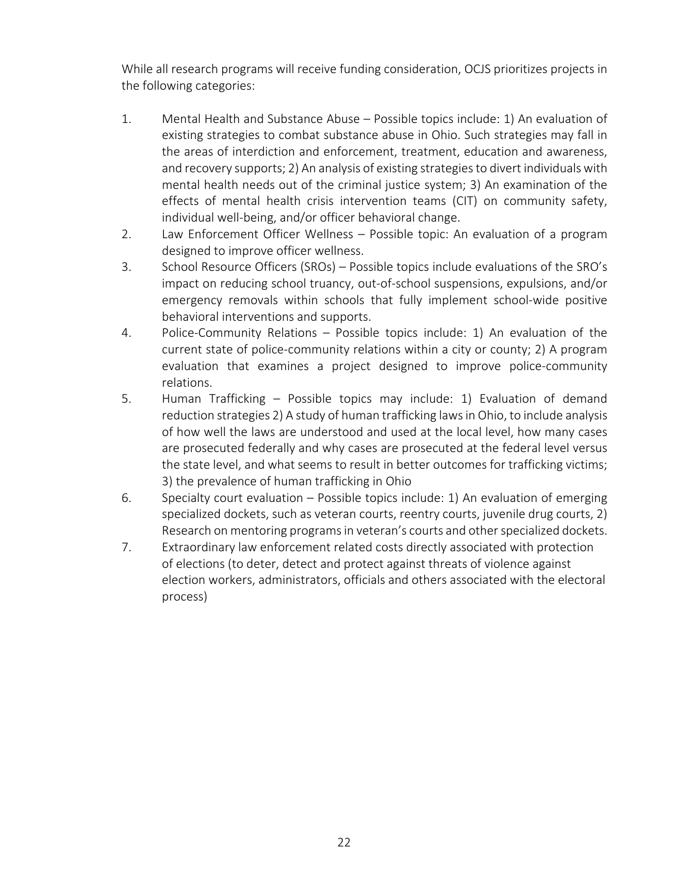While all research programs will receive funding consideration, OCJS prioritizes projects in the following categories:

1. Mental Health and Substance Abuse – Possible topics include: 1) An evaluation of existing strategies to combat substance abuse in Ohio. Such strategies may fall in the areas of interdiction and enforcement, treatment, education and awareness, and recovery supports; 2) An analysis of existing strategies to divert individuals with mental health needs out of the criminal justice system; 3) An examination of the effects of mental health crisis intervention teams (CIT) on community safety, individual well-being, and/or officer behavioral change.
2. Law Enforcement Officer Wellness – Possible topic: An evaluation of a program designed to improve officer wellness.
3. School Resource Officers (SROs) – Possible topics include evaluations of the SRO's impact on reducing school truancy, out-of-school suspensions, expulsions, and/or emergency removals within schools that fully implement school-wide positive behavioral interventions and supports.
4. Police-Community Relations – Possible topics include: 1) An evaluation of the current state of police-community relations within a city or county; 2) A program evaluation that examines a project designed to improve police-community relations.
5. Human Trafficking – Possible topics may include: 1) Evaluation of demand reduction strategies 2) A study of human trafficking laws in Ohio, to include analysis of how well the laws are understood and used at the local level, how many cases are prosecuted federally and why cases are prosecuted at the federal level versus the state level, and what seems to result in better outcomes for trafficking victims; 3) the prevalence of human trafficking in Ohio
6. Specialty court evaluation – Possible topics include: 1) An evaluation of emerging specialized dockets, such as veteran courts, reentry courts, juvenile drug courts, 2) Research on mentoring programs in veteran's courts and other specialized dockets.
7. Extraordinary law enforcement related costs directly associated with protection of elections (to deter, detect and protect against threats of violence against election workers, administrators, officials and others associated with the electoral process)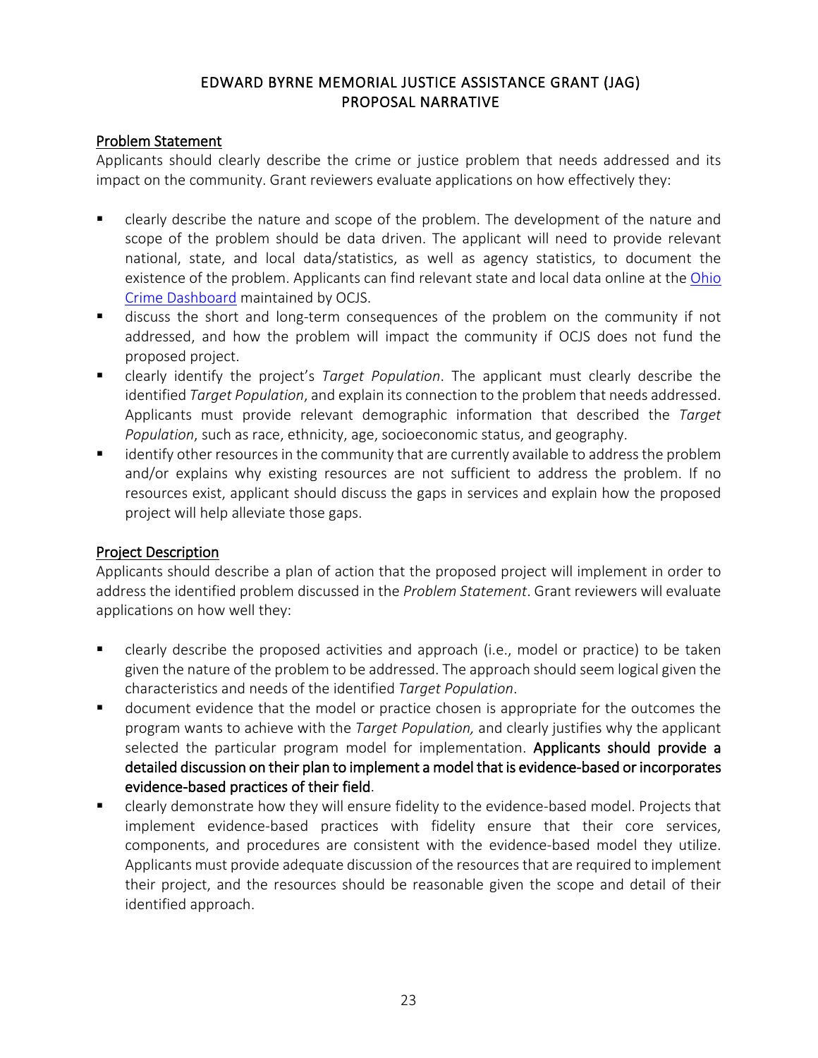# EDWARD BYRNE MEMORIAL JUSTICE ASSISTANCE GRANT (JAG)
# PROPOSAL NARRATIVE

## Problem Statement

Applicants should clearly describe the crime or justice problem that needs addressed and its impact on the community. Grant reviewers evaluate applications on how effectively they:

- clearly describe the nature and scope of the problem. The development of the nature and scope of the problem should be data driven. The applicant will need to provide relevant national, state, and local data/statistics, as well as agency statistics, to document the existence of the problem. Applicants can find relevant state and local data online at the Ohio Crime Dashboard maintained by OCJS.
- discuss the short and long-term consequences of the problem on the community if not addressed, and how the problem will impact the community if OCJS does not fund the proposed project.
- clearly identify the project's *Target Population*. The applicant must clearly describe the identified *Target Population*, and explain its connection to the problem that needs addressed. Applicants must provide relevant demographic information that described the *Target Population*, such as race, ethnicity, age, socioeconomic status, and geography.
- identify other resources in the community that are currently available to address the problem and/or explains why existing resources are not sufficient to address the problem. If no resources exist, applicant should discuss the gaps in services and explain how the proposed project will help alleviate those gaps.

## Project Description

Applicants should describe a plan of action that the proposed project will implement in order to address the identified problem discussed in the *Problem Statement*. Grant reviewers will evaluate applications on how well they:

- clearly describe the proposed activities and approach (i.e., model or practice) to be taken given the nature of the problem to be addressed. The approach should seem logical given the characteristics and needs of the identified *Target Population*.
- document evidence that the model or practice chosen is appropriate for the outcomes the program wants to achieve with the *Target Population,* and clearly justifies why the applicant selected the particular program model for implementation. **Applicants should provide a detailed discussion on their plan to implement a model that is evidence-based or incorporates evidence-based practices of their field**.
- clearly demonstrate how they will ensure fidelity to the evidence-based model. Projects that implement evidence-based practices with fidelity ensure that their core services, components, and procedures are consistent with the evidence-based model they utilize. Applicants must provide adequate discussion of the resources that are required to implement their project, and the resources should be reasonable given the scope and detail of their identified approach.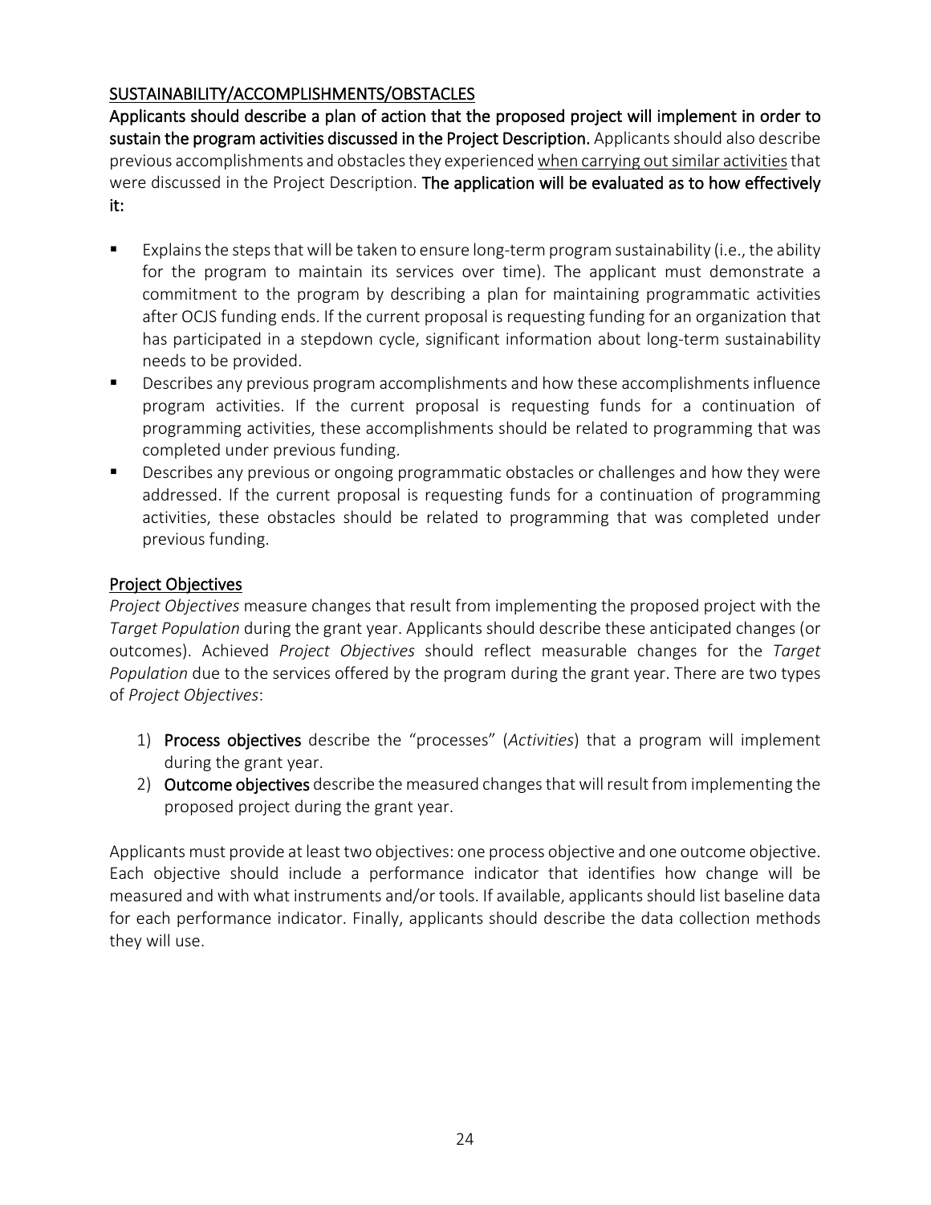## SUSTAINABILITY/ACCOMPLISHMENTS/OBSTACLES

**Applicants should describe a plan of action that the proposed project will implement in order to sustain the program activities discussed in the Project Description.** Applicants should also describe previous accomplishments and obstacles they experienced when carrying out similar activities that were discussed in the Project Description. **The application will be evaluated as to how effectively it:**

- Explains the steps that will be taken to ensure long-term program sustainability (i.e., the ability for the program to maintain its services over time). The applicant must demonstrate a commitment to the program by describing a plan for maintaining programmatic activities after OCJS funding ends. If the current proposal is requesting funding for an organization that has participated in a stepdown cycle, significant information about long-term sustainability needs to be provided.
- Describes any previous program accomplishments and how these accomplishments influence program activities. If the current proposal is requesting funds for a continuation of programming activities, these accomplishments should be related to programming that was completed under previous funding.
- Describes any previous or ongoing programmatic obstacles or challenges and how they were addressed. If the current proposal is requesting funds for a continuation of programming activities, these obstacles should be related to programming that was completed under previous funding.

## Project Objectives

*Project Objectives* measure changes that result from implementing the proposed project with the *Target Population* during the grant year. Applicants should describe these anticipated changes (or outcomes). Achieved *Project Objectives* should reflect measurable changes for the *Target Population* due to the services offered by the program during the grant year. There are two types of *Project Objectives*:

1) **Process objectives** describe the "processes" (*Activities*) that a program will implement during the grant year.
2) **Outcome objectives** describe the measured changes that will result from implementing the proposed project during the grant year.

Applicants must provide at least two objectives: one process objective and one outcome objective. Each objective should include a performance indicator that identifies how change will be measured and with what instruments and/or tools. If available, applicants should list baseline data for each performance indicator. Finally, applicants should describe the data collection methods they will use.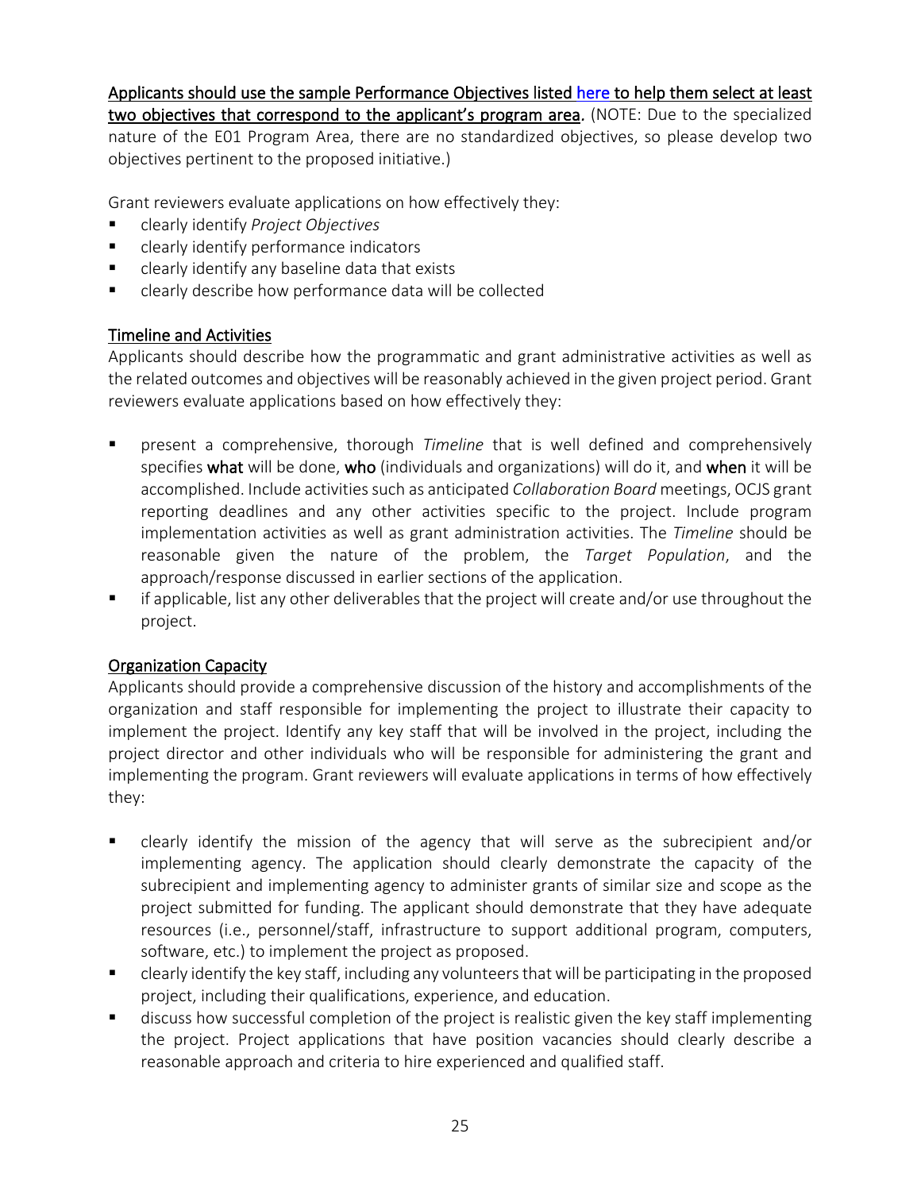Applicants should use the sample Performance Objectives listed here to help them select at least two objectives that correspond to the applicant's program area. (NOTE: Due to the specialized nature of the E01 Program Area, there are no standardized objectives, so please develop two objectives pertinent to the proposed initiative.)

Grant reviewers evaluate applications on how effectively they:

- clearly identify *Project Objectives*
- clearly identify performance indicators
- clearly identify any baseline data that exists
- clearly describe how performance data will be collected

## Timeline and Activities

Applicants should describe how the programmatic and grant administrative activities as well as the related outcomes and objectives will be reasonably achieved in the given project period. Grant reviewers evaluate applications based on how effectively they:

- present a comprehensive, thorough *Timeline* that is well defined and comprehensively specifies **what** will be done, **who** (individuals and organizations) will do it, and **when** it will be accomplished. Include activities such as anticipated *Collaboration Board* meetings, OCJS grant reporting deadlines and any other activities specific to the project. Include program implementation activities as well as grant administration activities. The *Timeline* should be reasonable given the nature of the problem, the *Target Population*, and the approach/response discussed in earlier sections of the application.
- if applicable, list any other deliverables that the project will create and/or use throughout the project.

## Organization Capacity

Applicants should provide a comprehensive discussion of the history and accomplishments of the organization and staff responsible for implementing the project to illustrate their capacity to implement the project. Identify any key staff that will be involved in the project, including the project director and other individuals who will be responsible for administering the grant and implementing the program. Grant reviewers will evaluate applications in terms of how effectively they:

- clearly identify the mission of the agency that will serve as the subrecipient and/or implementing agency. The application should clearly demonstrate the capacity of the subrecipient and implementing agency to administer grants of similar size and scope as the project submitted for funding. The applicant should demonstrate that they have adequate resources (i.e., personnel/staff, infrastructure to support additional program, computers, software, etc.) to implement the project as proposed.
- clearly identify the key staff, including any volunteers that will be participating in the proposed project, including their qualifications, experience, and education.
- discuss how successful completion of the project is realistic given the key staff implementing the project. Project applications that have position vacancies should clearly describe a reasonable approach and criteria to hire experienced and qualified staff.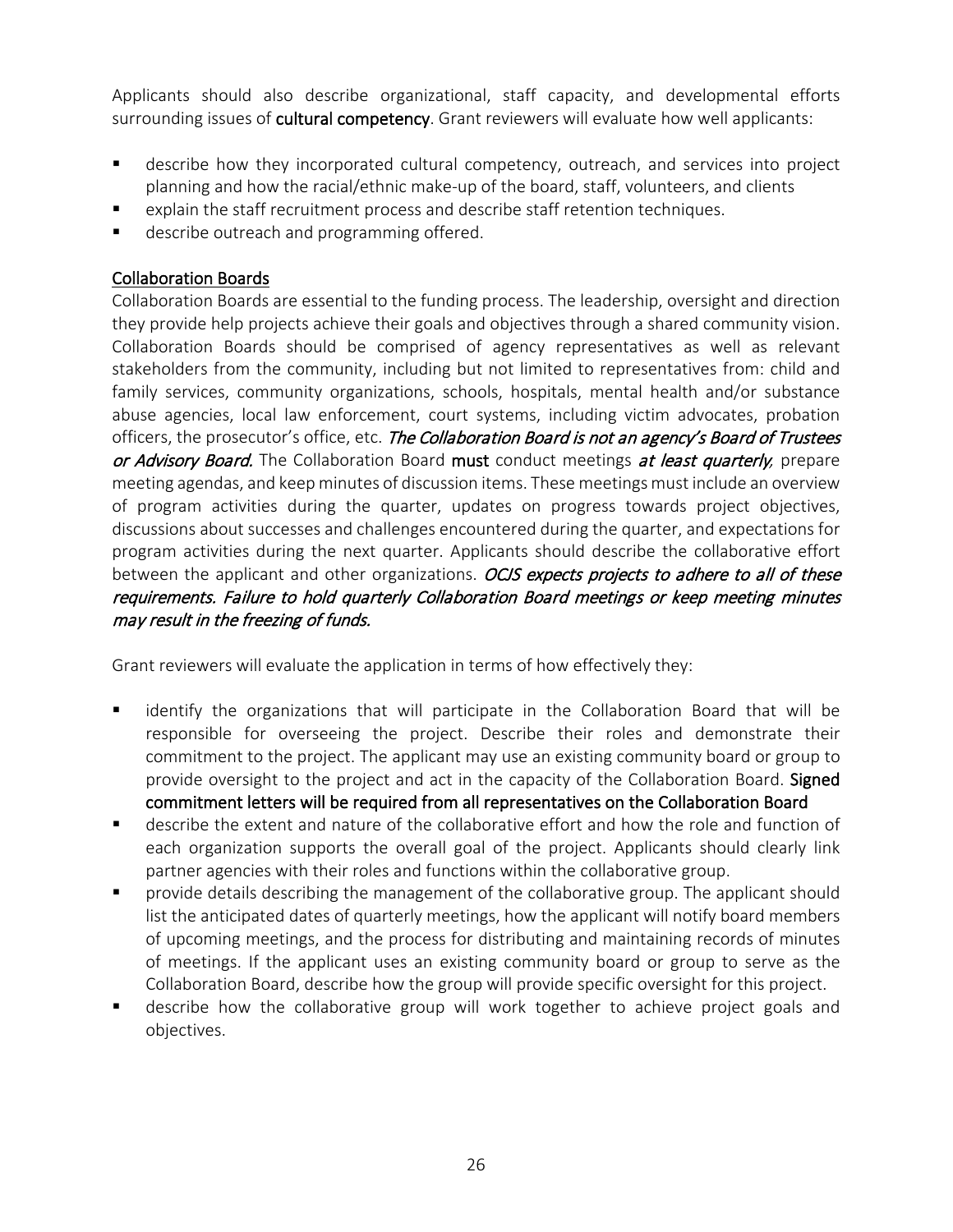Applicants should also describe organizational, staff capacity, and developmental efforts surrounding issues of **cultural competency**. Grant reviewers will evaluate how well applicants:

- describe how they incorporated cultural competency, outreach, and services into project planning and how the racial/ethnic make-up of the board, staff, volunteers, and clients
- explain the staff recruitment process and describe staff retention techniques.
- describe outreach and programming offered.

## Collaboration Boards

Collaboration Boards are essential to the funding process. The leadership, oversight and direction they provide help projects achieve their goals and objectives through a shared community vision. Collaboration Boards should be comprised of agency representatives as well as relevant stakeholders from the community, including but not limited to representatives from: child and family services, community organizations, schools, hospitals, mental health and/or substance abuse agencies, local law enforcement, court systems, including victim advocates, probation officers, the prosecutor's office, etc. *The Collaboration Board is not an agency's Board of Trustees or Advisory Board.* The Collaboration Board **must** conduct meetings *at least quarterly,* prepare meeting agendas, and keep minutes of discussion items. These meetings must include an overview of program activities during the quarter, updates on progress towards project objectives, discussions about successes and challenges encountered during the quarter, and expectations for program activities during the next quarter. Applicants should describe the collaborative effort between the applicant and other organizations. *OCJS expects projects to adhere to all of these requirements. Failure to hold quarterly Collaboration Board meetings or keep meeting minutes may result in the freezing of funds.*

Grant reviewers will evaluate the application in terms of how effectively they:

- identify the organizations that will participate in the Collaboration Board that will be responsible for overseeing the project. Describe their roles and demonstrate their commitment to the project. The applicant may use an existing community board or group to provide oversight to the project and act in the capacity of the Collaboration Board. **Signed commitment letters will be required from all representatives on the Collaboration Board**
- describe the extent and nature of the collaborative effort and how the role and function of each organization supports the overall goal of the project. Applicants should clearly link partner agencies with their roles and functions within the collaborative group.
- provide details describing the management of the collaborative group. The applicant should list the anticipated dates of quarterly meetings, how the applicant will notify board members of upcoming meetings, and the process for distributing and maintaining records of minutes of meetings. If the applicant uses an existing community board or group to serve as the Collaboration Board, describe how the group will provide specific oversight for this project.
- describe how the collaborative group will work together to achieve project goals and objectives.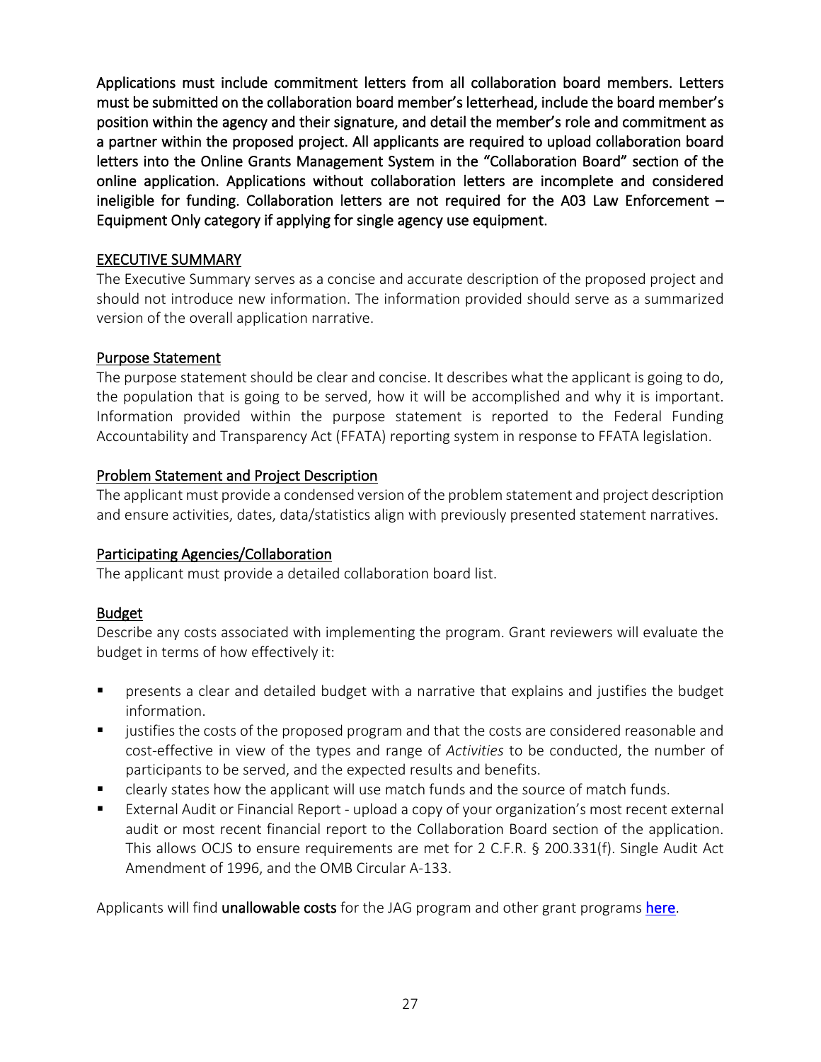**Applications must include commitment letters from all collaboration board members. Letters must be submitted on the collaboration board member's letterhead, include the board member's position within the agency and their signature, and detail the member's role and commitment as a partner within the proposed project. All applicants are required to upload collaboration board letters into the Online Grants Management System in the "Collaboration Board" section of the online application. Applications without collaboration letters are incomplete and considered ineligible for funding. Collaboration letters are not required for the A03 Law Enforcement – Equipment Only category if applying for single agency use equipment.**

## EXECUTIVE SUMMARY

The Executive Summary serves as a concise and accurate description of the proposed project and should not introduce new information. The information provided should serve as a summarized version of the overall application narrative.

### Purpose Statement

The purpose statement should be clear and concise. It describes what the applicant is going to do, the population that is going to be served, how it will be accomplished and why it is important. Information provided within the purpose statement is reported to the Federal Funding Accountability and Transparency Act (FFATA) reporting system in response to FFATA legislation.

### Problem Statement and Project Description

The applicant must provide a condensed version of the problem statement and project description and ensure activities, dates, data/statistics align with previously presented statement narratives.

### Participating Agencies/Collaboration

The applicant must provide a detailed collaboration board list.

### Budget

Describe any costs associated with implementing the program. Grant reviewers will evaluate the budget in terms of how effectively it:

- presents a clear and detailed budget with a narrative that explains and justifies the budget information.
- justifies the costs of the proposed program and that the costs are considered reasonable and cost-effective in view of the types and range of *Activities* to be conducted, the number of participants to be served, and the expected results and benefits.
- clearly states how the applicant will use match funds and the source of match funds.
- External Audit or Financial Report - upload a copy of your organization's most recent external audit or most recent financial report to the Collaboration Board section of the application. This allows OCJS to ensure requirements are met for 2 C.F.R. § 200.331(f). Single Audit Act Amendment of 1996, and the OMB Circular A-133.

Applicants will find **unallowable costs** for the JAG program and other grant programs here.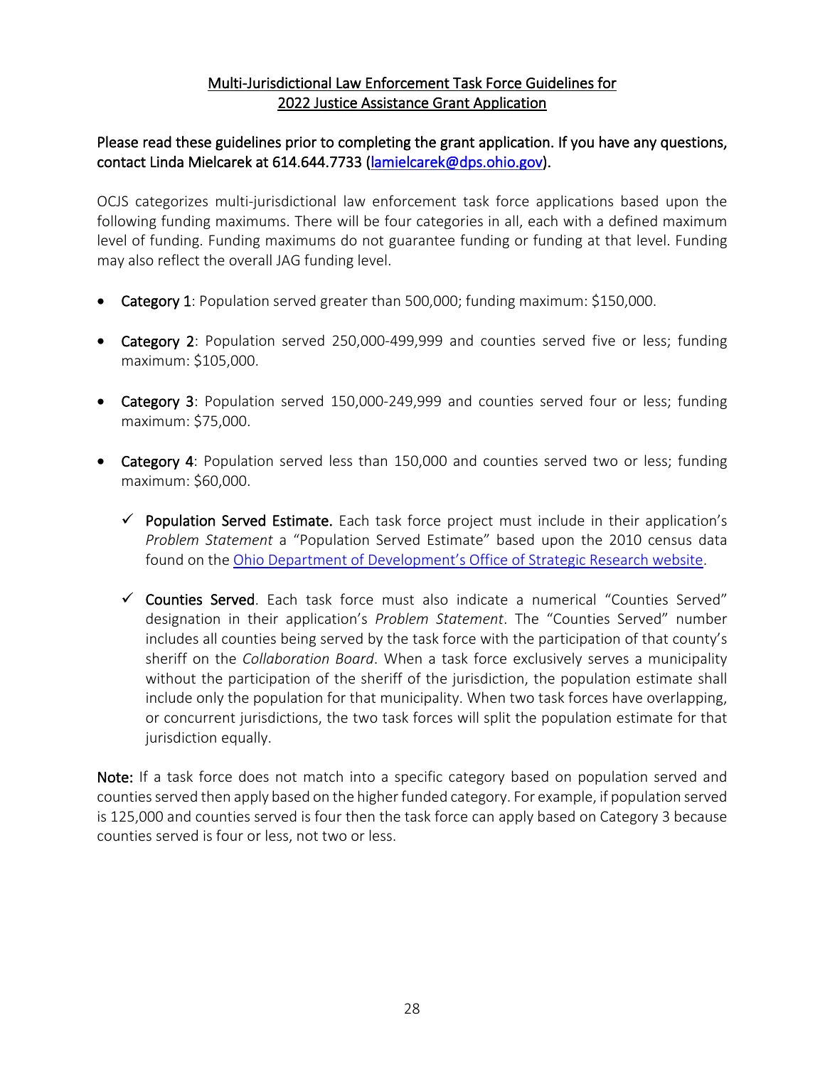## Multi-Jurisdictional Law Enforcement Task Force Guidelines for 2022 Justice Assistance Grant Application

**Please read these guidelines prior to completing the grant application. If you have any questions, contact Linda Mielcarek at 614.644.7733 (lamielcarek@dps.ohio.gov).**

OCJS categorizes multi-jurisdictional law enforcement task force applications based upon the following funding maximums. There will be four categories in all, each with a defined maximum level of funding. Funding maximums do not guarantee funding or funding at that level. Funding may also reflect the overall JAG funding level.

- **Category 1**: Population served greater than 500,000; funding maximum: $150,000.
- **Category 2**: Population served 250,000-499,999 and counties served five or less; funding maximum: $105,000.
- **Category 3**: Population served 150,000-249,999 and counties served four or less; funding maximum: $75,000.
- **Category 4**: Population served less than 150,000 and counties served two or less; funding maximum: $60,000.
  - ✓ **Population Served Estimate.** Each task force project must include in their application's *Problem Statement* a "Population Served Estimate" based upon the 2010 census data found on the Ohio Department of Development's Office of Strategic Research website.
  - ✓ **Counties Served**. Each task force must also indicate a numerical "Counties Served" designation in their application's *Problem Statement*. The "Counties Served" number includes all counties being served by the task force with the participation of that county's sheriff on the *Collaboration Board*. When a task force exclusively serves a municipality without the participation of the sheriff of the jurisdiction, the population estimate shall include only the population for that municipality. When two task forces have overlapping, or concurrent jurisdictions, the two task forces will split the population estimate for that jurisdiction equally.

**Note:** If a task force does not match into a specific category based on population served and counties served then apply based on the higher funded category. For example, if population served is 125,000 and counties served is four then the task force can apply based on Category 3 because counties served is four or less, not two or less.